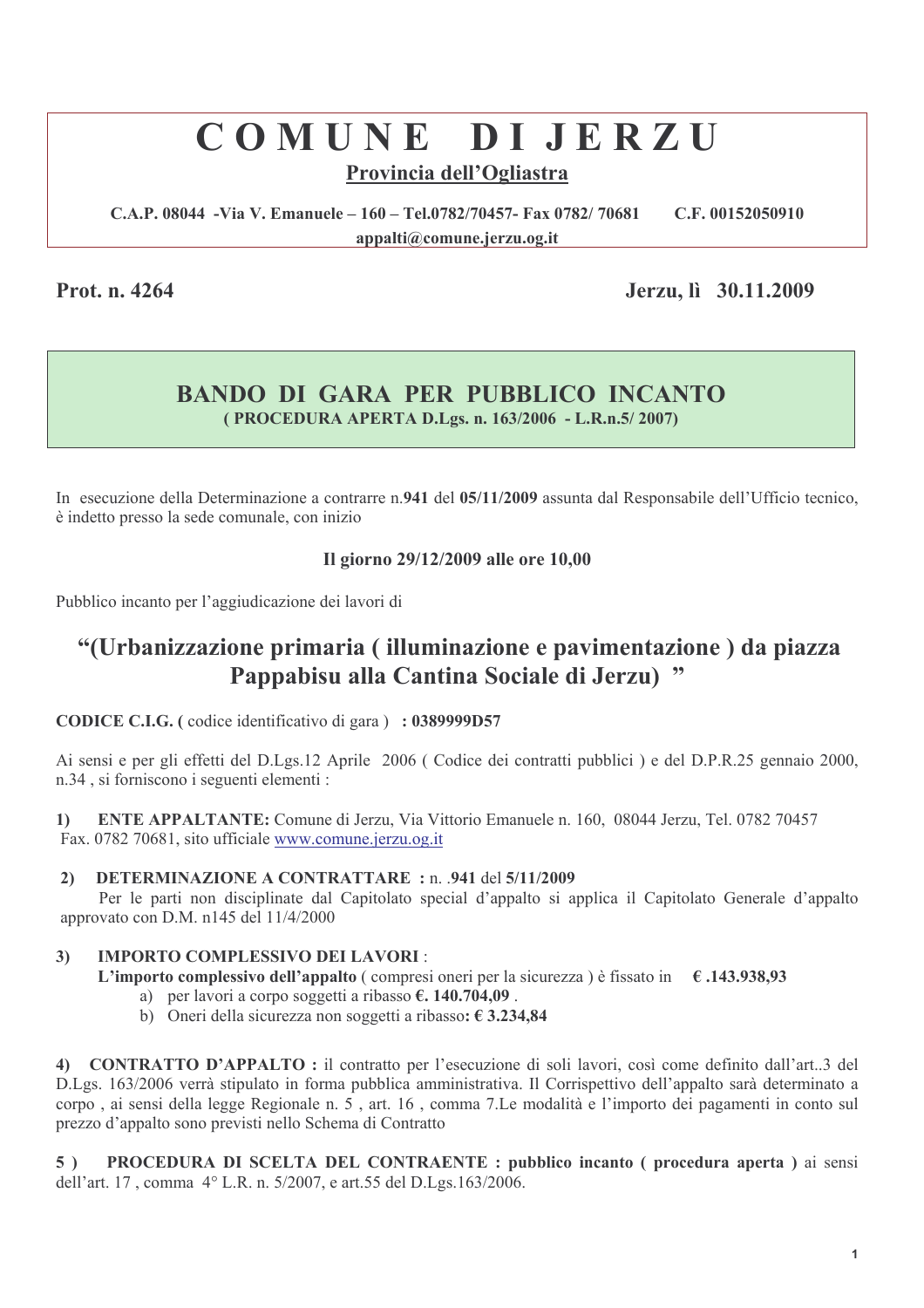# COMUNE DI JERZU

**Provincia dell'Ogliastra**

**C.A.P. 08044 -Via V. Emanuele – 160 – Tel.0782/70457- Fax 0782/ 70681 C.F. 00152050910**
**appalti@comune.jerzu.og.it**

**Prot. n. 4264** **Jerzu, lì 30.11.2009**

## BANDO DI GARA PER PUBBLICO INCANTO

**( PROCEDURA APERTA D.Lgs. n. 163/2006 - L.R.n.5/ 2007)**

In esecuzione della Determinazione a contrarre n.**941** del **05/11/2009** assunta dal Responsabile dell'Ufficio tecnico, è indetto presso la sede comunale, con inizio

**Il giorno 29/12/2009 alle ore 10,00**

Pubblico incanto per l'aggiudicazione dei lavori di

## "(Urbanizzazione primaria ( illuminazione e pavimentazione ) da piazza Pappabisu alla Cantina Sociale di Jerzu) "

**CODICE C.I.G. (** codice identificativo di gara ) **: 0389999D57**

Ai sensi e per gli effetti del D.Lgs.12 Aprile 2006 ( Codice dei contratti pubblici ) e del D.P.R.25 gennaio 2000, n.34 , si forniscono i seguenti elementi :

**1) ENTE APPALTANTE:** Comune di Jerzu, Via Vittorio Emanuele n. 160, 08044 Jerzu, Tel. 0782 70457 Fax. 0782 70681, sito ufficiale www.comune.jerzu.og.it

**2) DETERMINAZIONE A CONTRATTARE :** n. .**941** del **5/11/2009**
Per le parti non disciplinate dal Capitolato special d'appalto si applica il Capitolato Generale d'appalto approvato con D.M. n145 del 11/4/2000

**3) IMPORTO COMPLESSIVO DEI LAVORI** :
**L'importo complessivo dell'appalto** ( compresi oneri per la sicurezza ) è fissato in **€ .143.938,93**
a) per lavori a corpo soggetti a ribasso **€. 140.704,09** .
b) Oneri della sicurezza non soggetti a ribasso**: € 3.234,84**

**4) CONTRATTO D'APPALTO :** il contratto per l'esecuzione di soli lavori, così come definito dall'art..3 del D.Lgs. 163/2006 verrà stipulato in forma pubblica amministrativa. Il Corrispettivo dell'appalto sarà determinato a corpo , ai sensi della legge Regionale n. 5 , art. 16 , comma 7.Le modalità e l'importo dei pagamenti in conto sul prezzo d'appalto sono previsti nello Schema di Contratto

**5 ) PROCEDURA DI SCELTA DEL CONTRAENTE : pubblico incanto ( procedura aperta )** ai sensi dell'art. 17 , comma 4° L.R. n. 5/2007, e art.55 del D.Lgs.163/2006.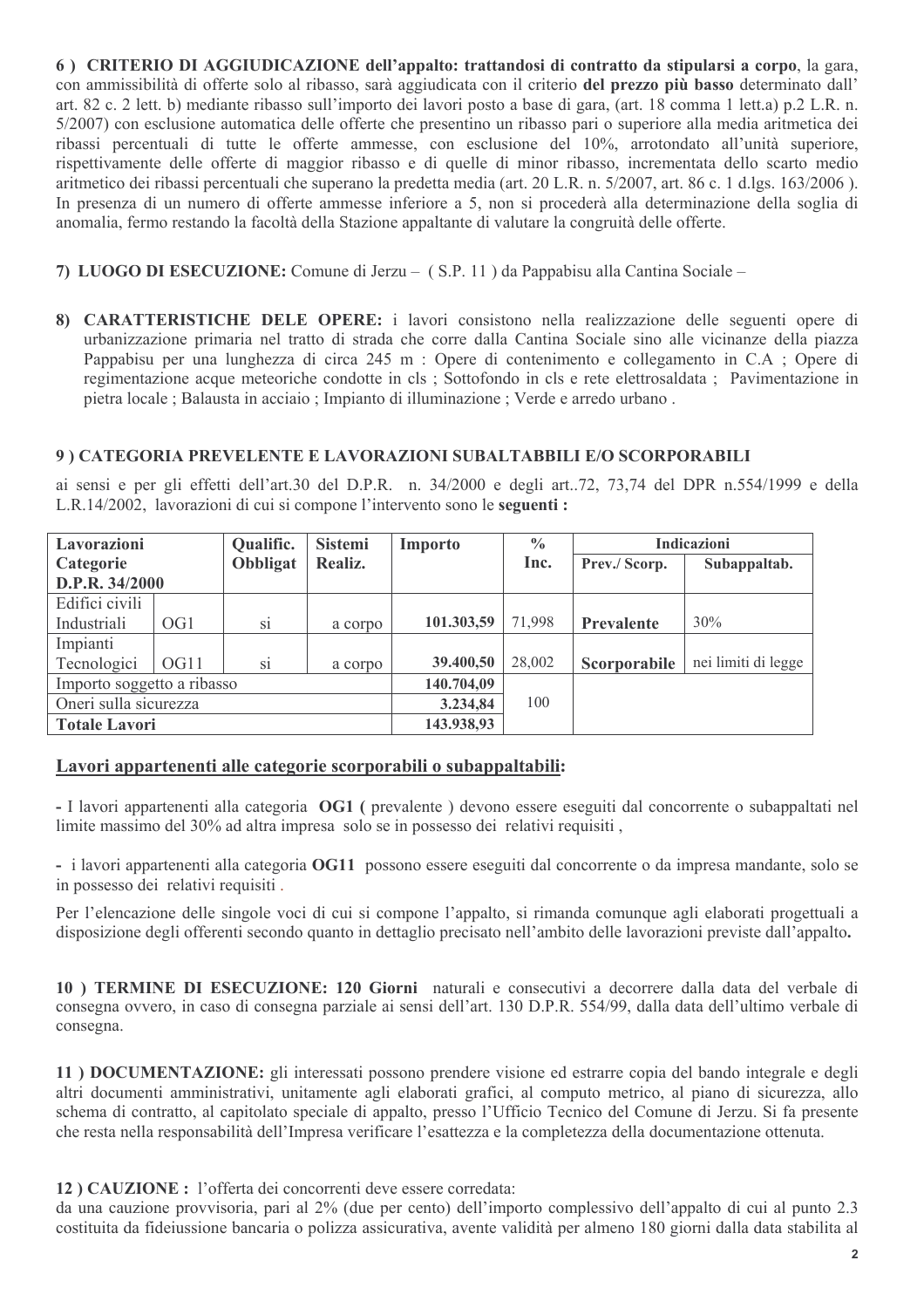**6 ) CRITERIO DI AGGIUDICAZIONE dell'appalto: trattandosi di contratto da stipularsi a corpo**, la gara, con ammissibilità di offerte solo al ribasso, sarà aggiudicata con il criterio **del prezzo più basso** determinato dall' art. 82 c. 2 lett. b) mediante ribasso sull'importo dei lavori posto a base di gara, (art. 18 comma 1 lett.a) p.2 L.R. n. 5/2007) con esclusione automatica delle offerte che presentino un ribasso pari o superiore alla media aritmetica dei ribassi percentuali di tutte le offerte ammesse, con esclusione del 10%, arrotondato all'unità superiore, rispettivamente delle offerte di maggior ribasso e di quelle di minor ribasso, incrementata dello scarto medio aritmetico dei ribassi percentuali che superano la predetta media (art. 20 L.R. n. 5/2007, art. 86 c. 1 d.lgs. 163/2006 ). In presenza di un numero di offerte ammesse inferiore a 5, non si procederà alla determinazione della soglia di anomalia, fermo restando la facoltà della Stazione appaltante di valutare la congruità delle offerte.

**7) LUOGO DI ESECUZIONE:** Comune di Jerzu – ( S.P. 11 ) da Pappabisu alla Cantina Sociale –

**8) CARATTERISTICHE DELE OPERE:** i lavori consistono nella realizzazione delle seguenti opere di urbanizzazione primaria nel tratto di strada che corre dalla Cantina Sociale sino alle vicinanze della piazza Pappabisu per una lunghezza di circa 245 m : Opere di contenimento e collegamento in C.A ; Opere di regimentazione acque meteoriche condotte in cls ; Sottofondo in cls e rete elettrosaldata ; Pavimentazione in pietra locale ; Balausta in acciaio ; Impianto di illuminazione ; Verde e arredo urbano .

**9 ) CATEGORIA PREVELENTE E LAVORAZIONI SUBALTABBILI E/O SCORPORABILI**

ai sensi e per gli effetti dell'art.30 del D.P.R. n. 34/2000 e degli art..72, 73,74 del DPR n.554/1999 e della L.R.14/2002, lavorazioni di cui si compone l'intervento sono le **seguenti :**

| Lavorazioni Categorie D.P.R. 34/2000 | | Qualific. Obbligat | Sistemi Realiz. | Importo | % Inc. | Indicazioni | |
|---|---|---|---|---|---|---|---|
| | | | | | | Prev./ Scorp. | Subappaltab. |
| Edifici civili Industriali | OG1 | si | a corpo | **101.303,59** | 71,998 | **Prevalente** | 30% |
| Impianti Tecnologici | OG11 | si | a corpo | **39.400,50** | 28,002 | **Scorporabile** | nei limiti di legge |
| Importo soggetto a ribasso | | | | **140.704,09** | 100 | | |
| Oneri sulla sicurezza | | | | **3.234,84** | | | |
| **Totale Lavori** | | | | **143.938,93** | | | |

**Lavori appartenenti alle categorie scorporabili o subappaltabili:**

**-** I lavori appartenenti alla categoria **OG1 (** prevalente ) devono essere eseguiti dal concorrente o subappaltati nel limite massimo del 30% ad altra impresa solo se in possesso dei relativi requisiti ,

**-** i lavori appartenenti alla categoria **OG11** possono essere eseguiti dal concorrente o da impresa mandante, solo se in possesso dei relativi requisiti .

Per l'elencazione delle singole voci di cui si compone l'appalto, si rimanda comunque agli elaborati progettuali a disposizione degli offerenti secondo quanto in dettaglio precisato nell'ambito delle lavorazioni previste dall'appalto**.**

**10 ) TERMINE DI ESECUZIONE: 120 Giorni** naturali e consecutivi a decorrere dalla data del verbale di consegna ovvero, in caso di consegna parziale ai sensi dell'art. 130 D.P.R. 554/99, dalla data dell'ultimo verbale di consegna.

**11 ) DOCUMENTAZIONE:** gli interessati possono prendere visione ed estrarre copia del bando integrale e degli altri documenti amministrativi, unitamente agli elaborati grafici, al computo metrico, al piano di sicurezza, allo schema di contratto, al capitolato speciale di appalto, presso l'Ufficio Tecnico del Comune di Jerzu. Si fa presente che resta nella responsabilità dell'Impresa verificare l'esattezza e la completezza della documentazione ottenuta.

**12 ) CAUZIONE :** l'offerta dei concorrenti deve essere corredata:
da una cauzione provvisoria, pari al 2% (due per cento) dell'importo complessivo dell'appalto di cui al punto 2.3 costituita da fideiussione bancaria o polizza assicurativa, avente validità per almeno 180 giorni dalla data stabilita al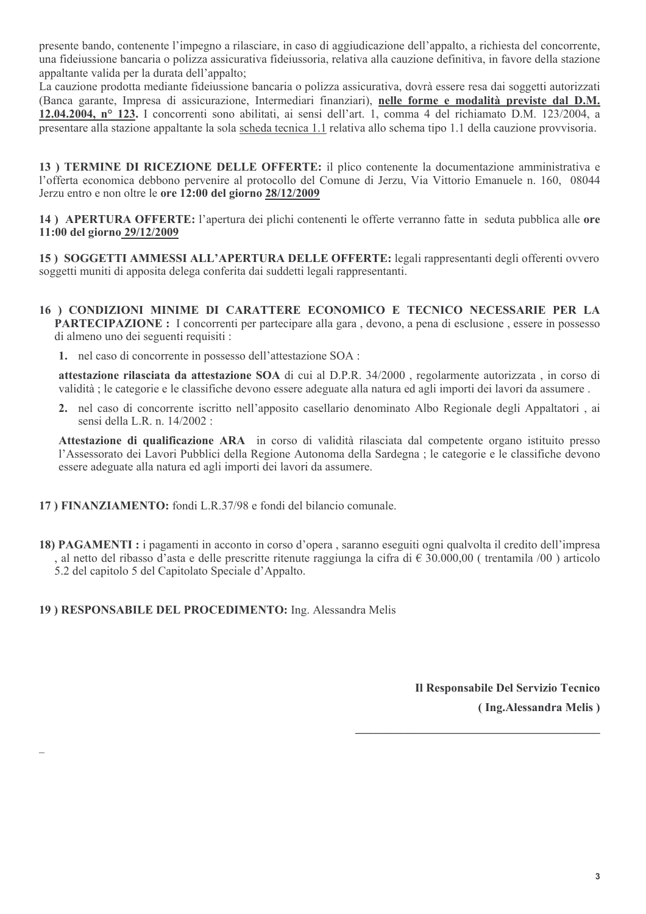presente bando, contenente l'impegno a rilasciare, in caso di aggiudicazione dell'appalto, a richiesta del concorrente, una fideiussione bancaria o polizza assicurativa fideiussoria, relativa alla cauzione definitiva, in favore della stazione appaltante valida per la durata dell'appalto;

La cauzione prodotta mediante fideiussione bancaria o polizza assicurativa, dovrà essere resa dai soggetti autorizzati (Banca garante, Impresa di assicurazione, Intermediari finanziari), **nelle forme e modalità previste dal D.M. 12.04.2004, n° 123.** I concorrenti sono abilitati, ai sensi dell'art. 1, comma 4 del richiamato D.M. 123/2004, a presentare alla stazione appaltante la sola scheda tecnica 1.1 relativa allo schema tipo 1.1 della cauzione provvisoria.

**13 ) TERMINE DI RICEZIONE DELLE OFFERTE:** il plico contenente la documentazione amministrativa e l'offerta economica debbono pervenire al protocollo del Comune di Jerzu, Via Vittorio Emanuele n. 160, 08044 Jerzu entro e non oltre le **ore 12:00 del giorno 28/12/2009**

**14 ) APERTURA OFFERTE:** l'apertura dei plichi contenenti le offerte verranno fatte in seduta pubblica alle **ore 11:00 del giorno 29/12/2009**

**15 ) SOGGETTI AMMESSI ALL'APERTURA DELLE OFFERTE:** legali rappresentanti degli offerenti ovvero soggetti muniti di apposita delega conferita dai suddetti legali rappresentanti.

**16 ) CONDIZIONI MINIME DI CARATTERE ECONOMICO E TECNICO NECESSARIE PER LA PARTECIPAZIONE :** I concorrenti per partecipare alla gara , devono, a pena di esclusione , essere in possesso di almeno uno dei seguenti requisiti :

1. nel caso di concorrente in possesso dell'attestazione SOA :

   **attestazione rilasciata da attestazione SOA** di cui al D.P.R. 34/2000 , regolarmente autorizzata , in corso di validità ; le categorie e le classifiche devono essere adeguate alla natura ed agli importi dei lavori da assumere .

2. nel caso di concorrente iscritto nell'apposito casellario denominato Albo Regionale degli Appaltatori , ai sensi della L.R. n. 14/2002 :

   **Attestazione di qualificazione ARA** in corso di validità rilasciata dal competente organo istituito presso l'Assessorato dei Lavori Pubblici della Regione Autonoma della Sardegna ; le categorie e le classifiche devono essere adeguate alla natura ed agli importi dei lavori da assumere.

**17 ) FINANZIAMENTO:** fondi L.R.37/98 e fondi del bilancio comunale.

**18) PAGAMENTI :** i pagamenti in acconto in corso d'opera , saranno eseguiti ogni qualvolta il credito dell'impresa , al netto del ribasso d'asta e delle prescritte ritenute raggiunga la cifra di € 30.000,00 ( trentamila /00 ) articolo 5.2 del capitolo 5 del Capitolato Speciale d'Appalto.

**19 ) RESPONSABILE DEL PROCEDIMENTO:** Ing. Alessandra Melis

**Il Responsabile Del Servizio Tecnico**

**( Ing.Alessandra Melis )**

\_\_\_\_\_\_\_\_\_\_\_\_\_\_\_\_\_\_\_\_\_\_\_\_\_\_\_\_\_\_\_\_\_\_\_\_\_\_\_\_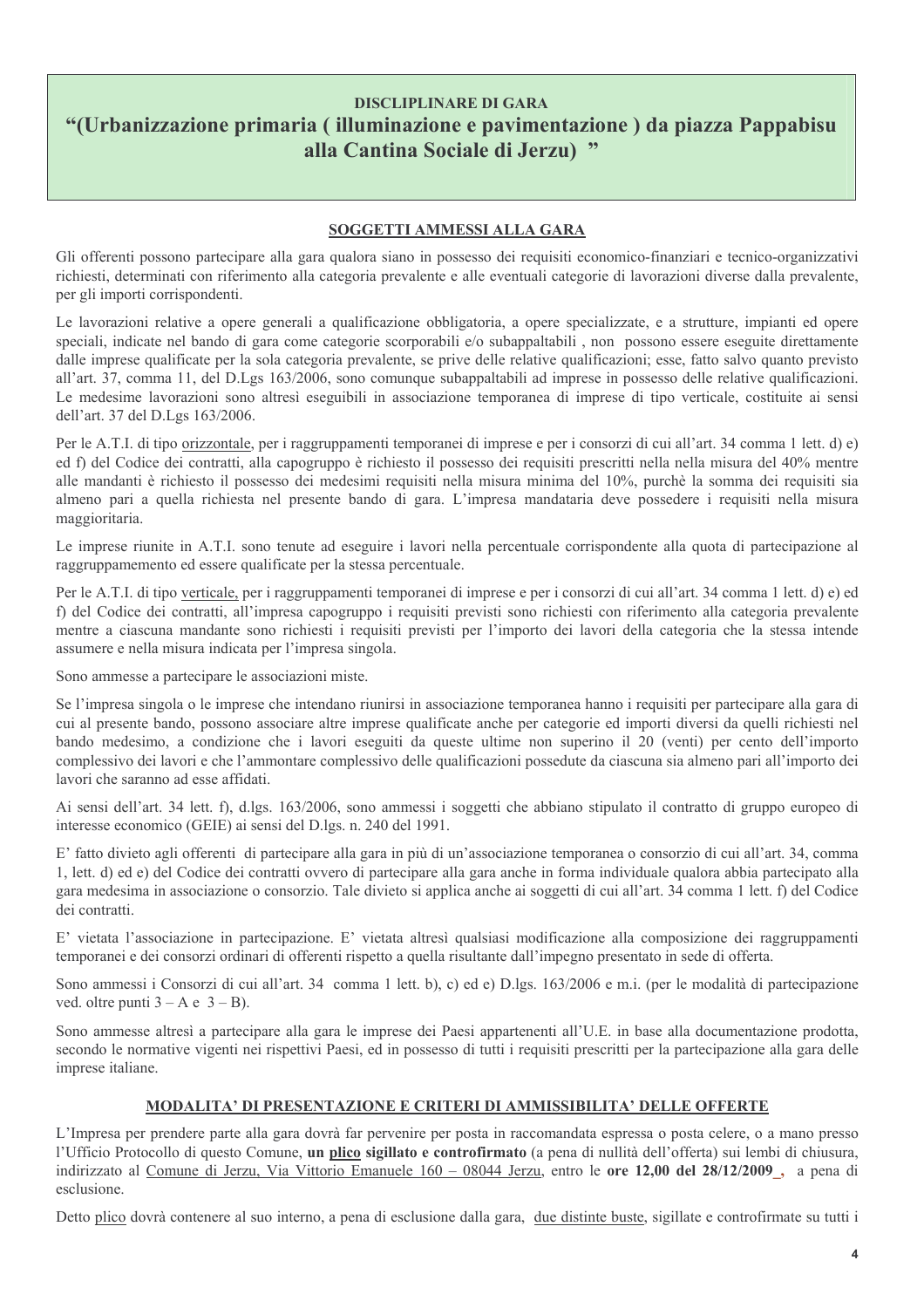## DISCIPLINARE DI GARA

# “(Urbanizzazione primaria ( illuminazione e pavimentazione ) da piazza Pappabisu alla Cantina Sociale di Jerzu) ”

### SOGGETTI AMMESSI ALLA GARA

Gli offerenti possono partecipare alla gara qualora siano in possesso dei requisiti economico-finanziari e tecnico-organizzativi richiesti, determinati con riferimento alla categoria prevalente e alle eventuali categorie di lavorazioni diverse dalla prevalente, per gli importi corrispondenti.

Le lavorazioni relative a opere generali a qualificazione obbligatoria, a opere specializzate, e a strutture, impianti ed opere speciali, indicate nel bando di gara come categorie scorporabili e/o subappaltabili , non possono essere eseguite direttamente dalle imprese qualificate per la sola categoria prevalente, se prive delle relative qualificazioni; esse, fatto salvo quanto previsto all’art. 37, comma 11, del D.Lgs 163/2006, sono comunque subappaltabili ad imprese in possesso delle relative qualificazioni. Le medesime lavorazioni sono altresì eseguibili in associazione temporanea di imprese di tipo verticale, costituite ai sensi dell’art. 37 del D.Lgs 163/2006.

Per le A.T.I. di tipo orizzontale, per i raggruppamenti temporanei di imprese e per i consorzi di cui all’art. 34 comma 1 lett. d) e) ed f) del Codice dei contratti, alla capogruppo è richiesto il possesso dei requisiti prescritti nella nella misura del 40% mentre alle mandanti è richiesto il possesso dei medesimi requisiti nella misura minima del 10%, purchè la somma dei requisiti sia almeno pari a quella richiesta nel presente bando di gara. L’impresa mandataria deve possedere i requisiti nella misura maggioritaria.

Le imprese riunite in A.T.I. sono tenute ad eseguire i lavori nella percentuale corrispondente alla quota di partecipazione al raggruppamemento ed essere qualificate per la stessa percentuale.

Per le A.T.I. di tipo verticale, per i raggruppamenti temporanei di imprese e per i consorzi di cui all’art. 34 comma 1 lett. d) e) ed f) del Codice dei contratti, all’impresa capogruppo i requisiti previsti sono richiesti con riferimento alla categoria prevalente mentre a ciascuna mandante sono richiesti i requisiti previsti per l’importo dei lavori della categoria che la stessa intende assumere e nella misura indicata per l’impresa singola.

Sono ammesse a partecipare le associazioni miste.

Se l’impresa singola o le imprese che intendano riunirsi in associazione temporanea hanno i requisiti per partecipare alla gara di cui al presente bando, possono associare altre imprese qualificate anche per categorie ed importi diversi da quelli richiesti nel bando medesimo, a condizione che i lavori eseguiti da queste ultime non superino il 20 (venti) per cento dell’importo complessivo dei lavori e che l’ammontare complessivo delle qualificazioni possedute da ciascuna sia almeno pari all’importo dei lavori che saranno ad esse affidati.

Ai sensi dell’art. 34 lett. f), d.lgs. 163/2006, sono ammessi i soggetti che abbiano stipulato il contratto di gruppo europeo di interesse economico (GEIE) ai sensi del D.lgs. n. 240 del 1991.

E’ fatto divieto agli offerenti di partecipare alla gara in più di un’associazione temporanea o consorzio di cui all’art. 34, comma 1, lett. d) ed e) del Codice dei contratti ovvero di partecipare alla gara anche in forma individuale qualora abbia partecipato alla gara medesima in associazione o consorzio. Tale divieto si applica anche ai soggetti di cui all’art. 34 comma 1 lett. f) del Codice dei contratti.

E’ vietata l’associazione in partecipazione. E’ vietata altresì qualsiasi modificazione alla composizione dei raggruppamenti temporanei e dei consorzi ordinari di offerenti rispetto a quella risultante dall’impegno presentato in sede di offerta.

Sono ammessi i Consorzi di cui all’art. 34 comma 1 lett. b), c) ed e) D.lgs. 163/2006 e m.i. (per le modalità di partecipazione ved. oltre punti 3 – A e 3 – B).

Sono ammesse altresì a partecipare alla gara le imprese dei Paesi appartenenti all’U.E. in base alla documentazione prodotta, secondo le normative vigenti nei rispettivi Paesi, ed in possesso di tutti i requisiti prescritti per la partecipazione alla gara delle imprese italiane.

### MODALITA’ DI PRESENTAZIONE E CRITERI DI AMMISSIBILITA’ DELLE OFFERTE

L’Impresa per prendere parte alla gara dovrà far pervenire per posta in raccomandata espressa o posta celere, o a mano presso l’Ufficio Protocollo di questo Comune, **un plico sigillato e controfirmato** (a pena di nullità dell’offerta) sui lembi di chiusura, indirizzato al Comune di Jerzu, Via Vittorio Emanuele 160 – 08044 Jerzu, entro le **ore 12,00 del 28/12/2009 ,** a pena di esclusione.

Detto plico dovrà contenere al suo interno, a pena di esclusione dalla gara, due distinte buste, sigillate e controfirmate su tutti i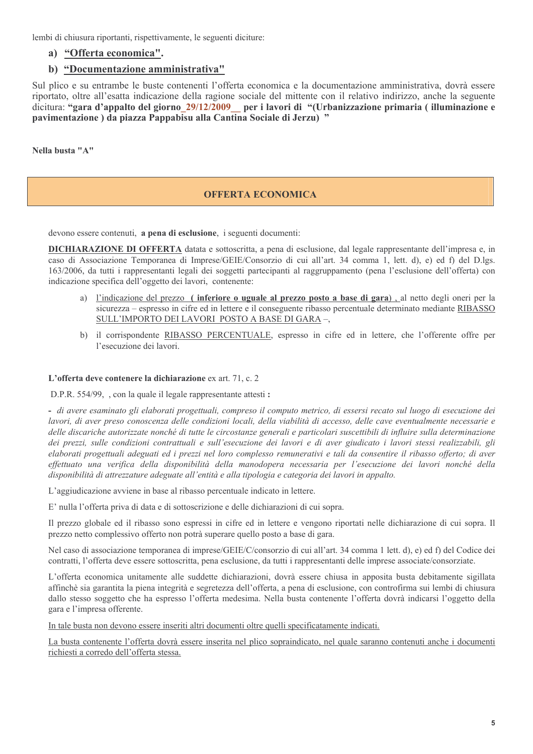lembi di chiusura riportanti, rispettivamente, le seguenti diciture:

a) **<u>"Offerta economica".</u>**

b) **<u>"Documentazione amministrativa"</u>**

Sul plico e su entrambe le buste contenenti l'offerta economica e la documentazione amministrativa, dovrà essere riportato, oltre all'esatta indicazione della ragione sociale del mittente con il relativo indirizzo, anche la seguente dicitura: **"gara d'appalto del giorno_29/12/2009__ per i lavori di "(Urbanizzazione primaria ( illuminazione e pavimentazione ) da piazza Pappabisu alla Cantina Sociale di Jerzu) "**

**Nella busta "A"**

## OFFERTA ECONOMICA

devono essere contenuti, **a pena di esclusione**, i seguenti documenti:

**<u>DICHIARAZIONE DI OFFERTA</u>** datata e sottoscritta, a pena di esclusione, dal legale rappresentante dell'impresa e, in caso di Associazione Temporanea di Imprese/GEIE/Consorzio di cui all'art. 34 comma 1, lett. d), e) ed f) del D.lgs. 163/2006, da tutti i rappresentanti legali dei soggetti partecipanti al raggruppamento (pena l'esclusione dell'offerta) con indicazione specifica dell'oggetto dei lavori, contenente:

a) <u>l'indicazione del prezzo</u> **<u>( inferiore o uguale al prezzo posto a base di gara</u>**) , al netto degli oneri per la sicurezza – espresso in cifre ed in lettere e il conseguente ribasso percentuale determinato mediante <u>RIBASSO SULL'IMPORTO DEI LAVORI POSTO A BASE DI GARA</u> –,

b) il corrispondente <u>RIBASSO PERCENTUALE</u>, espresso in cifre ed in lettere, che l'offerente offre per l'esecuzione dei lavori.

**L'offerta deve contenere la dichiarazione** ex art. 71, c. 2

D.P.R. 554/99, , con la quale il legale rappresentante attesti **:**

- *di avere esaminato gli elaborati progettuali, compreso il computo metrico, di essersi recato sul luogo di esecuzione dei lavori, di aver preso conoscenza delle condizioni locali, della viabilità di accesso, delle cave eventualmente necessarie e delle discariche autorizzate nonché di tutte le circostanze generali e particolari suscettibili di influire sulla determinazione dei prezzi, sulle condizioni contrattuali e sull'esecuzione dei lavori e di aver giudicato i lavori stessi realizzabili, gli elaborati progettuali adeguati ed i prezzi nel loro complesso remunerativi e tali da consentire il ribasso offerto; di aver effettuato una verifica della disponibilità della manodopera necessaria per l'esecuzione dei lavori nonché della disponibilità di attrezzature adeguate all'entità e alla tipologia e categoria dei lavori in appalto.*

L'aggiudicazione avviene in base al ribasso percentuale indicato in lettere.

E' nulla l'offerta priva di data e di sottoscrizione e delle dichiarazioni di cui sopra.

Il prezzo globale ed il ribasso sono espressi in cifre ed in lettere e vengono riportati nelle dichiarazione di cui sopra. Il prezzo netto complessivo offerto non potrà superare quello posto a base di gara.

Nel caso di associazione temporanea di imprese/GEIE/C/consorzio di cui all'art. 34 comma 1 lett. d), e) ed f) del Codice dei contratti, l'offerta deve essere sottoscritta, pena esclusione, da tutti i rappresentanti delle imprese associate/consorziate.

L'offerta economica unitamente alle suddette dichiarazioni, dovrà essere chiusa in apposita busta debitamente sigillata affinchè sia garantita la piena integrità e segretezza dell'offerta, a pena di esclusione, con controfirma sui lembi di chiusura dallo stesso soggetto che ha espresso l'offerta medesima. Nella busta contenente l'offerta dovrà indicarsi l'oggetto della gara e l'impresa offerente.

<u>In tale busta non devono essere inseriti altri documenti oltre quelli specificatamente indicati.</u>

<u>La busta contenente l'offerta dovrà essere inserita nel plico sopraindicato, nel quale saranno contenuti anche i documenti richiesti a corredo dell'offerta stessa.</u>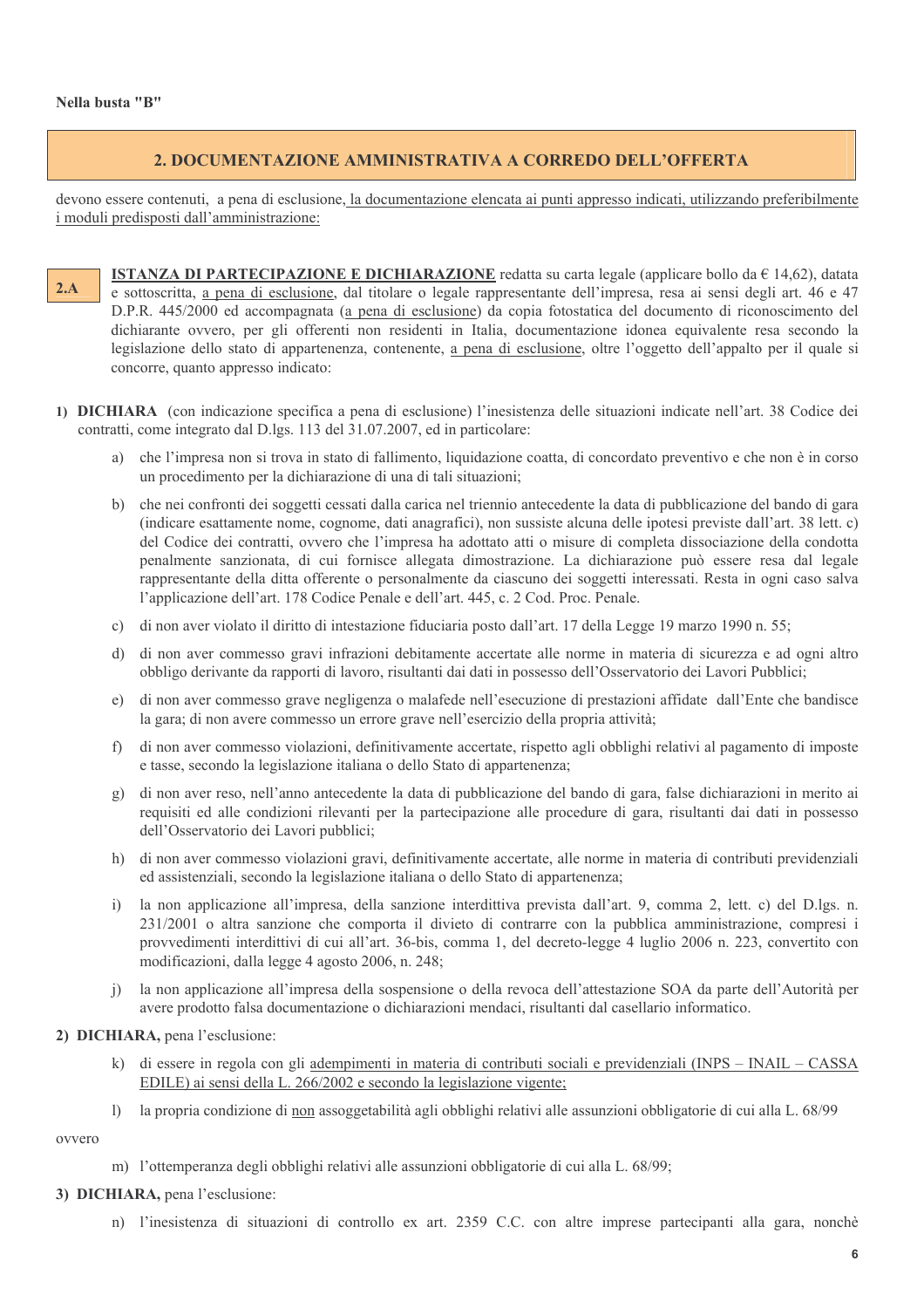**Nella busta "B"**

## 2. DOCUMENTAZIONE AMMINISTRATIVA A CORREDO DELL'OFFERTA

devono essere contenuti, a pena di esclusione, la documentazione elencata ai punti appresso indicati, utilizzando preferibilmente i moduli predisposti dall'amministrazione:

**2.A** **ISTANZA DI PARTECIPAZIONE E DICHIARAZIONE** redatta su carta legale (applicare bollo da € 14,62), datata e sottoscritta, a pena di esclusione, dal titolare o legale rappresentante dell'impresa, resa ai sensi degli art. 46 e 47 D.P.R. 445/2000 ed accompagnata (a pena di esclusione) da copia fotostatica del documento di riconoscimento del dichiarante ovvero, per gli offerenti non residenti in Italia, documentazione idonea equivalente resa secondo la legislazione dello stato di appartenenza, contenente, a pena di esclusione, oltre l'oggetto dell'appalto per il quale si concorre, quanto appresso indicato:

1) **DICHIARA** (con indicazione specifica a pena di esclusione) l'inesistenza delle situazioni indicate nell'art. 38 Codice dei contratti, come integrato dal D.lgs. 113 del 31.07.2007, ed in particolare:

   a) che l'impresa non si trova in stato di fallimento, liquidazione coatta, di concordato preventivo e che non è in corso un procedimento per la dichiarazione di una di tali situazioni;

   b) che nei confronti dei soggetti cessati dalla carica nel triennio antecedente la data di pubblicazione del bando di gara (indicare esattamente nome, cognome, dati anagrafici), non sussiste alcuna delle ipotesi previste dall'art. 38 lett. c) del Codice dei contratti, ovvero che l'impresa ha adottato atti o misure di completa dissociazione della condotta penalmente sanzionata, di cui fornisce allegata dimostrazione. La dichiarazione può essere resa dal legale rappresentante della ditta offerente o personalmente da ciascuno dei soggetti interessati. Resta in ogni caso salva l'applicazione dell'art. 178 Codice Penale e dell'art. 445, c. 2 Cod. Proc. Penale.

   c) di non aver violato il diritto di intestazione fiduciaria posto dall'art. 17 della Legge 19 marzo 1990 n. 55;

   d) di non aver commesso gravi infrazioni debitamente accertate alle norme in materia di sicurezza e ad ogni altro obbligo derivante da rapporti di lavoro, risultanti dai dati in possesso dell'Osservatorio dei Lavori Pubblici;

   e) di non aver commesso grave negligenza o malafede nell'esecuzione di prestazioni affidate dall'Ente che bandisce la gara; di non avere commesso un errore grave nell'esercizio della propria attività;

   f) di non aver commesso violazioni, definitivamente accertate, rispetto agli obblighi relativi al pagamento di imposte e tasse, secondo la legislazione italiana o dello Stato di appartenenza;

   g) di non aver reso, nell'anno antecedente la data di pubblicazione del bando di gara, false dichiarazioni in merito ai requisiti ed alle condizioni rilevanti per la partecipazione alle procedure di gara, risultanti dai dati in possesso dell'Osservatorio dei Lavori pubblici;

   h) di non aver commesso violazioni gravi, definitivamente accertate, alle norme in materia di contributi previdenziali ed assistenziali, secondo la legislazione italiana o dello Stato di appartenenza;

   i) la non applicazione all'impresa, della sanzione interdittiva prevista dall'art. 9, comma 2, lett. c) del D.lgs. n. 231/2001 o altra sanzione che comporta il divieto di contrarre con la pubblica amministrazione, compresi i provvedimenti interdittivi di cui all'art. 36-bis, comma 1, del decreto-legge 4 luglio 2006 n. 223, convertito con modificazioni, dalla legge 4 agosto 2006, n. 248;

   j) la non applicazione all'impresa della sospensione o della revoca dell'attestazione SOA da parte dell'Autorità per avere prodotto falsa documentazione o dichiarazioni mendaci, risultanti dal casellario informatico.

2) **DICHIARA,** pena l'esclusione:

   k) di essere in regola con gli adempimenti in materia di contributi sociali e previdenziali (INPS – INAIL – CASSA EDILE) ai sensi della L. 266/2002 e secondo la legislazione vigente;

   l) la propria condizione di non assoggettabilità agli obblighi relativi alle assunzioni obbligatorie di cui alla L. 68/99

ovvero

   m) l'ottemperanza degli obblighi relativi alle assunzioni obbligatorie di cui alla L. 68/99;

3) **DICHIARA,** pena l'esclusione:

   n) l'inesistenza di situazioni di controllo ex art. 2359 C.C. con altre imprese partecipanti alla gara, nonchè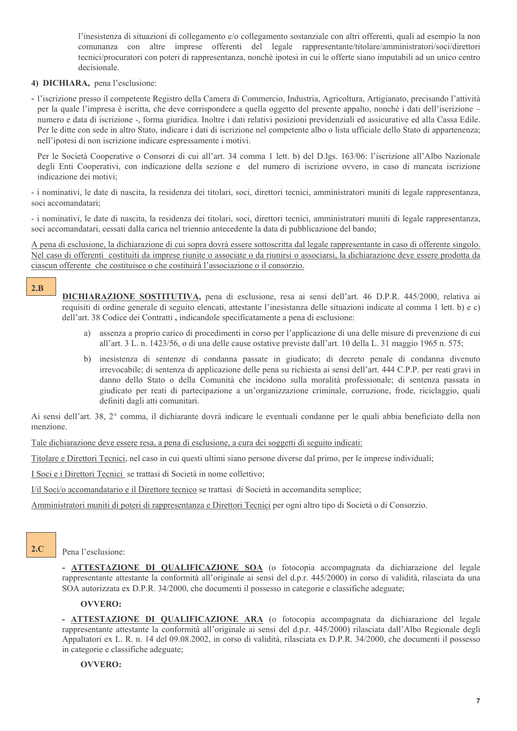l'inesistenza di situazioni di collegamento e/o collegamento sostanziale con altri offerenti, quali ad esempio la non comunanza con altre imprese offerenti del legale rappresentante/titolare/amministratori/soci/direttori tecnici/procuratori con poteri di rappresentanza, nonchè ipotesi in cui le offerte siano imputabili ad un unico centro decisionale.

**4) DICHIARA,** pena l'esclusione:

- l'iscrizione presso il competente Registro della Camera di Commercio, Industria, Agricoltura, Artigianato, precisando l'attività per la quale l'impresa è iscritta, che deve corrispondere a quella oggetto del presente appalto, nonchè i dati dell'iscrizione – numero e data di iscrizione -, forma giuridica. Inoltre i dati relativi posizioni previdenziali ed assicurative ed alla Cassa Edile. Per le ditte con sede in altro Stato, indicare i dati di iscrizione nel competente albo o lista ufficiale dello Stato di appartenenza; nell'ipotesi di non iscrizione indicare espressamente i motivi.

  Per le Società Cooperative o Consorzi di cui all'art. 34 comma 1 lett. b) del D.lgs. 163/06: l'iscrizione all'Albo Nazionale degli Enti Cooperativi, con indicazione della sezione e del numero di iscrizione ovvero, in caso di mancata iscrizione indicazione dei motivi;

- i nominativi, le date di nascita, la residenza dei titolari, soci, direttori tecnici, amministratori muniti di legale rappresentanza, soci accomandatari;

- i nominativi, le date di nascita, la residenza dei titolari, soci, direttori tecnici, amministratori muniti di legale rappresentanza, soci accomandatari, cessati dalla carica nel triennio antecedente la data di pubblicazione del bando;

A pena di esclusione, la dichiarazione di cui sopra dovrà essere sottoscritta dal legale rappresentante in caso di offerente singolo. Nel caso di offerenti costituiti da imprese riunite o associate o da riunirsi o associarsi, la dichiarazione deve essere prodotta da ciascun offerente che costituisce o che costituirà l'associazione o il consorzio.

**2.B**

**DICHIARAZIONE SOSTITUTIVA,** pena di esclusione, resa ai sensi dell'art. 46 D.P.R. 445/2000, relativa ai requisiti di ordine generale di seguito elencati, attestante l'inesistenza delle situazioni indicate al comma 1 lett. b) e c) dell'art. 38 Codice dei Contratti **,** indicandole specificatamente a pena di esclusione:

a) assenza a proprio carico di procedimenti in corso per l'applicazione di una delle misure di prevenzione di cui all'art. 3 L. n. 1423/56, o di una delle cause ostative previste dall'art. 10 della L. 31 maggio 1965 n. 575;

b) inesistenza di sentenze di condanna passate in giudicato; di decreto penale di condanna divenuto irrevocabile; di sentenza di applicazione delle pena su richiesta ai sensi dell'art. 444 C.P.P. per reati gravi in danno dello Stato o della Comunità che incidono sulla moralità professionale; di sentenza passata in giudicato per reati di partecipazione a un'organizzazione criminale, corruzione, frode, riciclaggio, quali definiti dagli atti comunitari.

Ai sensi dell'art. 38, 2° comma, il dichiarante dovrà indicare le eventuali condanne per le quali abbia beneficiato della non menzione.

Tale dichiarazione deve essere resa, a pena di esclusione, a cura dei soggetti di seguito indicati:

Titolare e Direttori Tecnici, nel caso in cui questi ultimi siano persone diverse dal primo, per le imprese individuali;

I Soci e i Direttori Tecnici se trattasi di Società in nome collettivo;

I/il Soci/o accomandatario e il Direttore tecnico se trattasi di Società in accomandita semplice;

Amministratori muniti di poteri di rappresentanza e Direttori Tecnici per ogni altro tipo di Società o di Consorzio.

**2.C**

Pena l'esclusione:

- **ATTESTAZIONE DI QUALIFICAZIONE SOA** (o fotocopia accompagnata da dichiarazione del legale rappresentante attestante la conformità all'originale ai sensi del d.p.r. 445/2000) in corso di validità, rilasciata da una SOA autorizzata ex D.P.R. 34/2000, che documenti il possesso in categorie e classifiche adeguate;

**OVVERO:**

- **ATTESTAZIONE DI QUALIFICAZIONE ARA** (o fotocopia accompagnata da dichiarazione del legale rappresentante attestante la conformità all'originale ai sensi del d.p.r. 445/2000) rilasciata dall'Albo Regionale degli Appaltatori ex L. R. n. 14 del 09.08.2002, in corso di validità, rilasciata ex D.P.R. 34/2000, che documenti il possesso in categorie e classifiche adeguate;

**OVVERO:**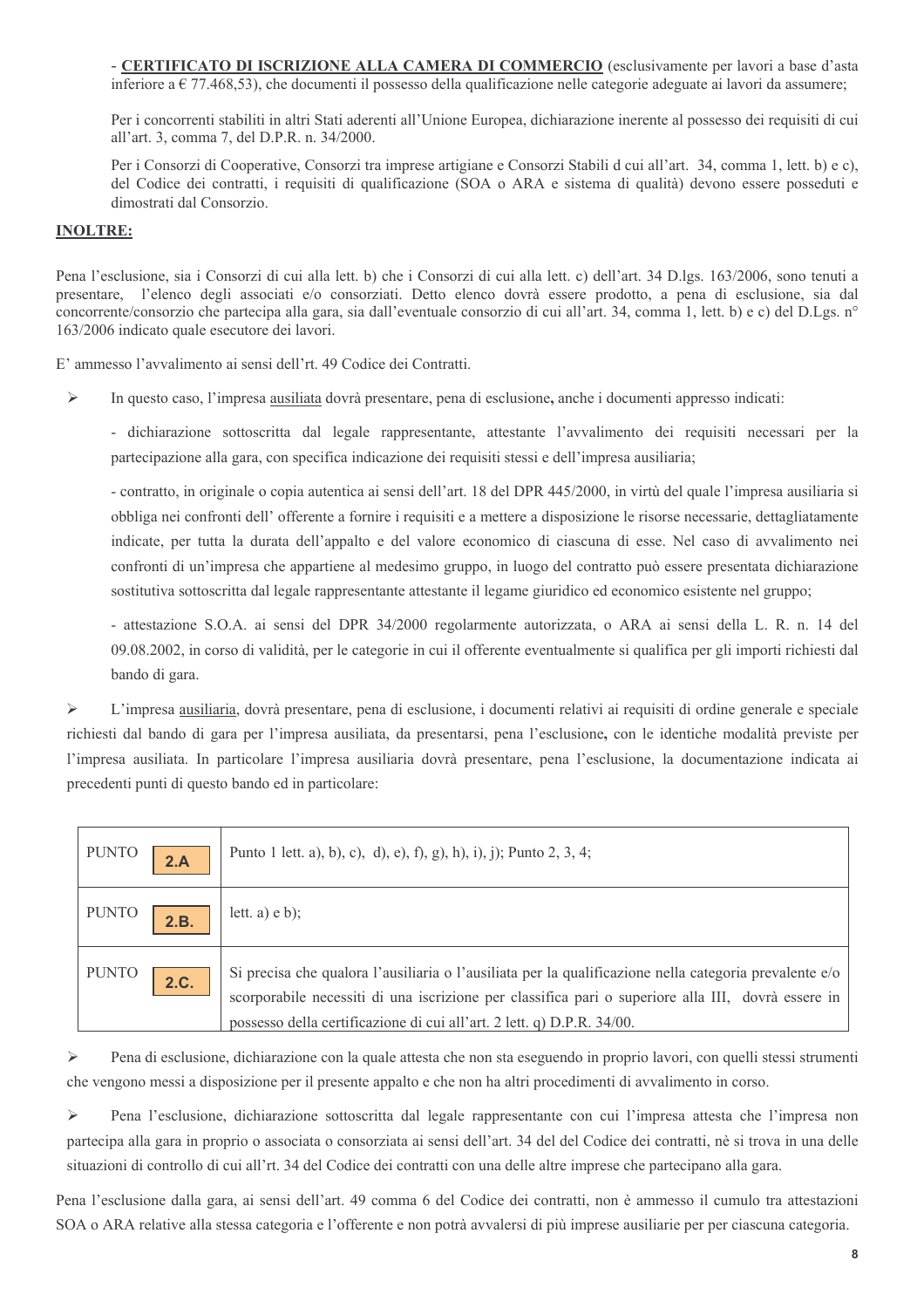- **<u>CERTIFICATO DI ISCRIZIONE ALLA CAMERA DI COMMERCIO</u>** (esclusivamente per lavori a base d'asta inferiore a € 77.468,53), che documenti il possesso della qualificazione nelle categorie adeguate ai lavori da assumere;

Per i concorrenti stabiliti in altri Stati aderenti all'Unione Europea, dichiarazione inerente al possesso dei requisiti di cui all'art. 3, comma 7, del D.P.R. n. 34/2000.

Per i Consorzi di Cooperative, Consorzi tra imprese artigiane e Consorzi Stabili d cui all'art. 34, comma 1, lett. b) e c), del Codice dei contratti, i requisiti di qualificazione (SOA o ARA e sistema di qualità) devono essere posseduti e dimostrati dal Consorzio.

**<u>INOLTRE:</u>**

Pena l'esclusione, sia i Consorzi di cui alla lett. b) che i Consorzi di cui alla lett. c) dell'art. 34 D.lgs. 163/2006, sono tenuti a presentare, l'elenco degli associati e/o consorziati. Detto elenco dovrà essere prodotto, a pena di esclusione, sia dal concorrente/consorzio che partecipa alla gara, sia dall'eventuale consorzio di cui all'art. 34, comma 1, lett. b) e c) del D.Lgs. n° 163/2006 indicato quale esecutore dei lavori.

E' ammesso l'avvalimento ai sensi dell'rt. 49 Codice dei Contratti.

- In questo caso, l'impresa <u>ausiliata</u> dovrà presentare, pena di esclusione**,** anche i documenti appresso indicati:

  - dichiarazione sottoscritta dal legale rappresentante, attestante l'avvalimento dei requisiti necessari per la partecipazione alla gara, con specifica indicazione dei requisiti stessi e dell'impresa ausiliaria;

  - contratto, in originale o copia autentica ai sensi dell'art. 18 del DPR 445/2000, in virtù del quale l'impresa ausiliaria si obbliga nei confronti dell' offerente a fornire i requisiti e a mettere a disposizione le risorse necessarie, dettagliatamente indicate, per tutta la durata dell'appalto e del valore economico di ciascuna di esse. Nel caso di avvalimento nei confronti di un'impresa che appartiene al medesimo gruppo, in luogo del contratto può essere presentata dichiarazione sostitutiva sottoscritta dal legale rappresentante attestante il legame giuridico ed economico esistente nel gruppo;

  - attestazione S.O.A. ai sensi del DPR 34/2000 regolarmente autorizzata, o ARA ai sensi della L. R. n. 14 del 09.08.2002, in corso di validità, per le categorie in cui il offerente eventualmente si qualifica per gli importi richiesti dal bando di gara.

- L'impresa <u>ausiliaria</u>, dovrà presentare, pena di esclusione, i documenti relativi ai requisiti di ordine generale e speciale richiesti dal bando di gara per l'impresa ausiliata, da presentarsi, pena l'esclusione**,** con le identiche modalità previste per l'impresa ausiliata. In particolare l'impresa ausiliaria dovrà presentare, pena l'esclusione, la documentazione indicata ai precedenti punti di questo bando ed in particolare:

| PUNTO | |
|---|---|
| PUNTO **2.A** | Punto 1 lett. a), b), c), d), e), f), g), h), i), j); Punto 2, 3, 4; |
| PUNTO **2.B.** | lett. a) e b); |
| PUNTO **2.C.** | Si precisa che qualora l'ausiliaria o l'ausiliata per la qualificazione nella categoria prevalente e/o scorporabile necessiti di una iscrizione per classifica pari o superiore alla III, dovrà essere in possesso della certificazione di cui all'art. 2 lett. q) D.P.R. 34/00. |

- Pena di esclusione, dichiarazione con la quale attesta che non sta eseguendo in proprio lavori, con quelli stessi strumenti che vengono messi a disposizione per il presente appalto e che non ha altri procedimenti di avvalimento in corso.

- Pena l'esclusione, dichiarazione sottoscritta dal legale rappresentante con cui l'impresa attesta che l'impresa non partecipa alla gara in proprio o associata o consorziata ai sensi dell'art. 34 del del Codice dei contratti, nè si trova in una delle situazioni di controllo di cui all'rt. 34 del Codice dei contratti con una delle altre imprese che partecipano alla gara.

Pena l'esclusione dalla gara, ai sensi dell'art. 49 comma 6 del Codice dei contratti, non è ammesso il cumulo tra attestazioni SOA o ARA relative alla stessa categoria e l'offerente e non potrà avvalersi di più imprese ausiliarie per per ciascuna categoria.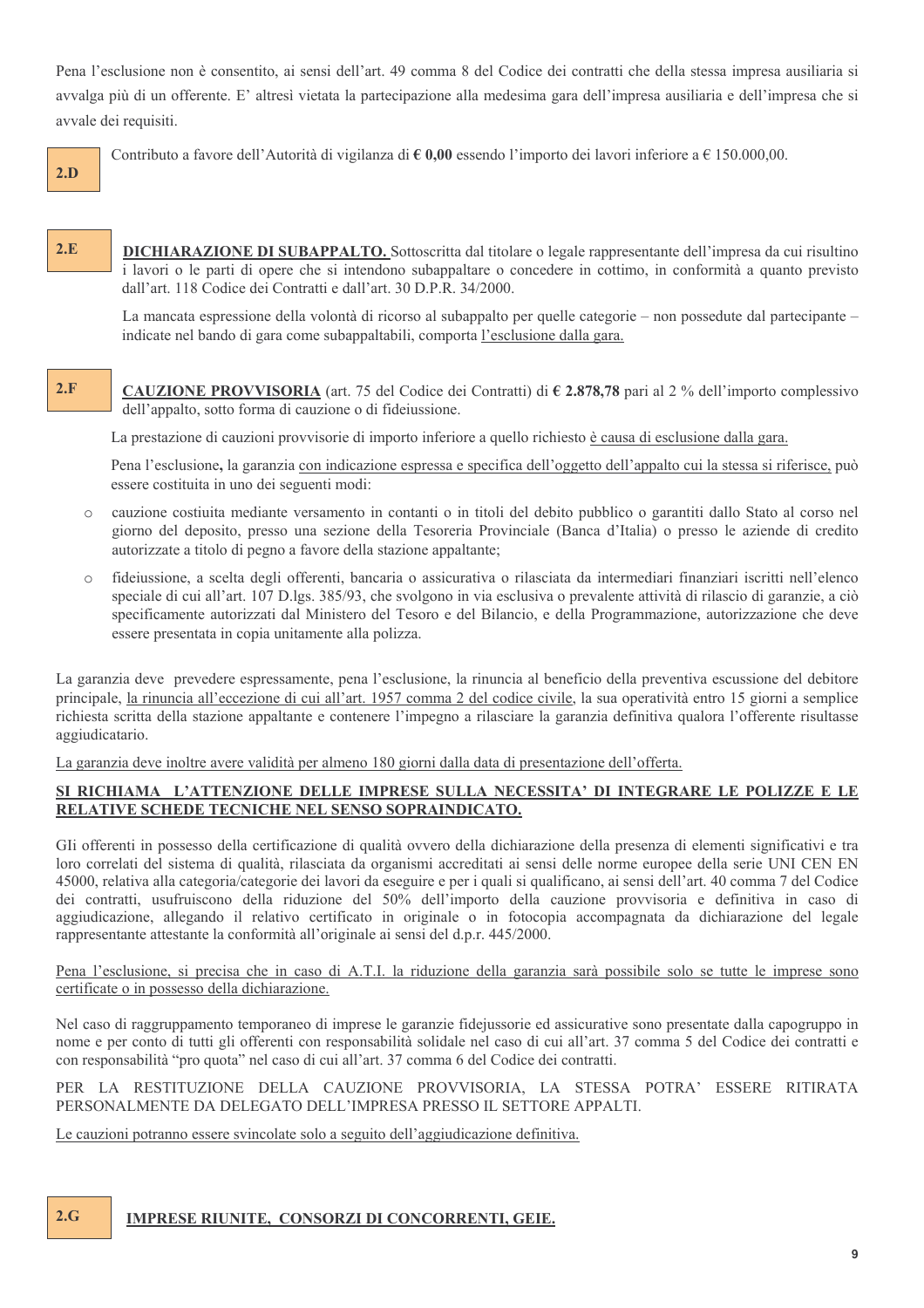Pena l'esclusione non è consentito, ai sensi dell'art. 49 comma 8 del Codice dei contratti che della stessa impresa ausiliaria si avvalga più di un offerente. E' altresì vietata la partecipazione alla medesima gara dell'impresa ausiliaria e dell'impresa che si avvale dei requisiti.

**2.D**

Contributo a favore dell'Autorità di vigilanza di **€ 0,00** essendo l'importo dei lavori inferiore a € 150.000,00.

**2.E**

**DICHIARAZIONE DI SUBAPPALTO.** Sottoscritta dal titolare o legale rappresentante dell'impresa da cui risultino i lavori o le parti di opere che si intendono subappaltare o concedere in cottimo, in conformità a quanto previsto dall'art. 118 Codice dei Contratti e dall'art. 30 D.P.R. 34/2000.

La mancata espressione della volontà di ricorso al subappalto per quelle categorie – non possedute dal partecipante – indicate nel bando di gara come subappaltabili, comporta l'esclusione dalla gara.

**2.F**

**CAUZIONE PROVVISORIA** (art. 75 del Codice dei Contratti) di **€ 2.878,78** pari al 2 % dell'importo complessivo dell'appalto, sotto forma di cauzione o di fideiussione.

La prestazione di cauzioni provvisorie di importo inferiore a quello richiesto è causa di esclusione dalla gara.

Pena l'esclusione**,** la garanzia con indicazione espressa e specifica dell'oggetto dell'appalto cui la stessa si riferisce, può essere costituita in uno dei seguenti modi:

- cauzione costiuita mediante versamento in contanti o in titoli del debito pubblico o garantiti dallo Stato al corso nel giorno del deposito, presso una sezione della Tesoreria Provinciale (Banca d'Italia) o presso le aziende di credito autorizzate a titolo di pegno a favore della stazione appaltante;
- fideiussione, a scelta degli offerenti, bancaria o assicurativa o rilasciata da intermediari finanziari iscritti nell'elenco speciale di cui all'art. 107 D.lgs. 385/93, che svolgono in via esclusiva o prevalente attività di rilascio di garanzie, a ciò specificamente autorizzati dal Ministero del Tesoro e del Bilancio, e della Programmazione, autorizzazione che deve essere presentata in copia unitamente alla polizza.

La garanzia deve prevedere espressamente, pena l'esclusione, la rinuncia al beneficio della preventiva escussione del debitore principale, la rinuncia all'eccezione di cui all'art. 1957 comma 2 del codice civile, la sua operatività entro 15 giorni a semplice richiesta scritta della stazione appaltante e contenere l'impegno a rilasciare la garanzia definitiva qualora l'offerente risultasse aggiudicatario.

La garanzia deve inoltre avere validità per almeno 180 giorni dalla data di presentazione dell'offerta.

**SI RICHIAMA L'ATTENZIONE DELLE IMPRESE SULLA NECESSITA' DI INTEGRARE LE POLIZZE E LE RELATIVE SCHEDE TECNICHE NEL SENSO SOPRAINDICATO.**

Gli offerenti in possesso della certificazione di qualità ovvero della dichiarazione della presenza di elementi significativi e tra loro correlati del sistema di qualità, rilasciata da organismi accreditati ai sensi delle norme europee della serie UNI CEN EN 45000, relativa alla categoria/categorie dei lavori da eseguire e per i quali si qualificano, ai sensi dell'art. 40 comma 7 del Codice dei contratti, usufruiscono della riduzione del 50% dell'importo della cauzione provvisoria e definitiva in caso di aggiudicazione, allegando il relativo certificato in originale o in fotocopia accompagnata da dichiarazione del legale rappresentante attestante la conformità all'originale ai sensi del d.p.r. 445/2000.

Pena l'esclusione, si precisa che in caso di A.T.I. la riduzione della garanzia sarà possibile solo se tutte le imprese sono certificate o in possesso della dichiarazione.

Nel caso di raggruppamento temporaneo di imprese le garanzie fidejussorie ed assicurative sono presentate dalla capogruppo in nome e per conto di tutti gli offerenti con responsabilità solidale nel caso di cui all'art. 37 comma 5 del Codice dei contratti e con responsabilità "pro quota" nel caso di cui all'art. 37 comma 6 del Codice dei contratti.

PER LA RESTITUZIONE DELLA CAUZIONE PROVVISORIA, LA STESSA POTRA' ESSERE RITIRATA PERSONALMENTE DA DELEGATO DELL'IMPRESA PRESSO IL SETTORE APPALTI.

Le cauzioni potranno essere svincolate solo a seguito dell'aggiudicazione definitiva.

**2.G**

**IMPRESE RIUNITE, CONSORZI DI CONCORRENTI, GEIE.**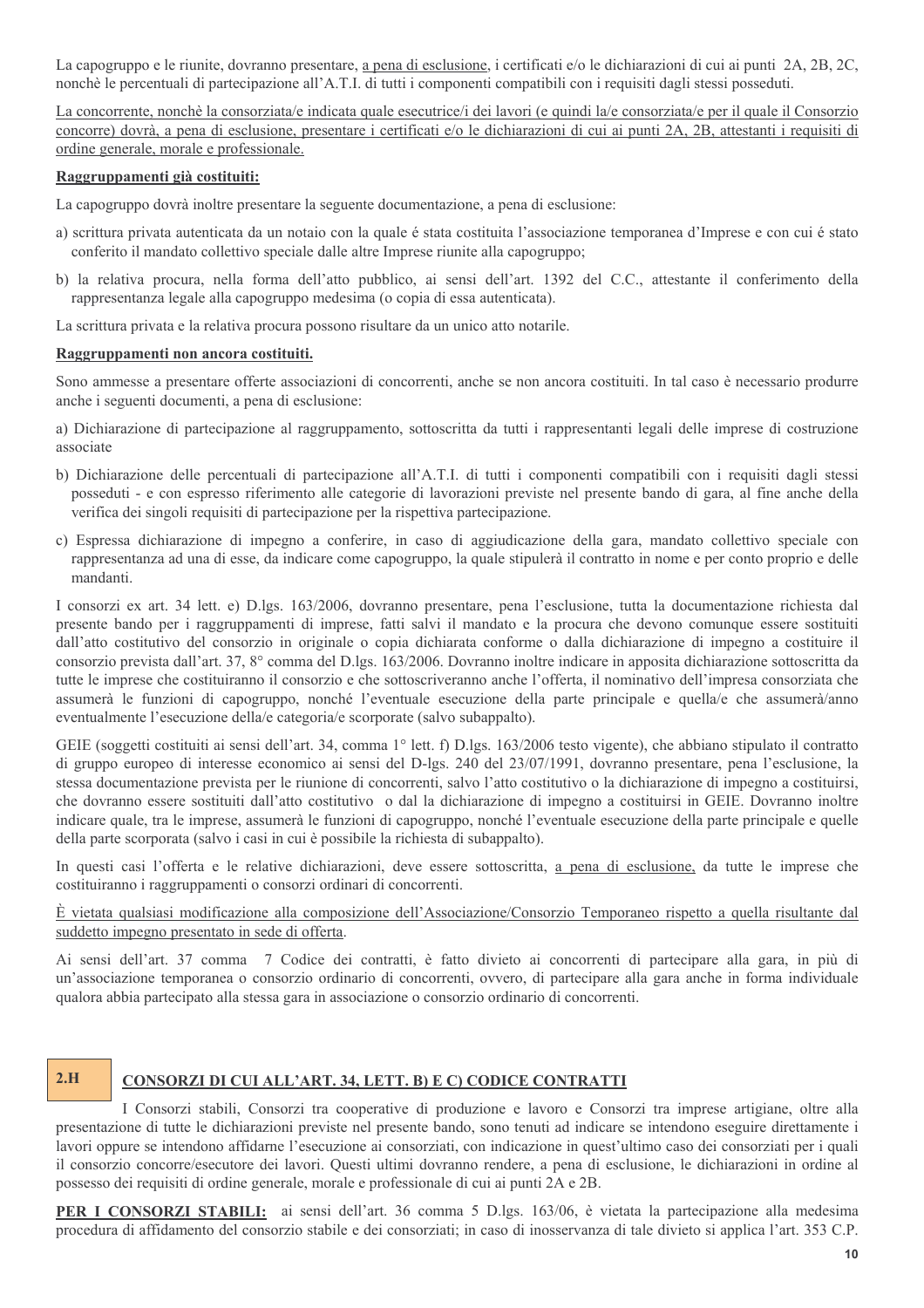La capogruppo e le riunite, dovranno presentare, a pena di esclusione, i certificati e/o le dichiarazioni di cui ai punti 2A, 2B, 2C, nonchè le percentuali di partecipazione all'A.T.I. di tutti i componenti compatibili con i requisiti dagli stessi posseduti.

La concorrente, nonchè la consorziata/e indicata quale esecutrice/i dei lavori (e quindi la/e consorziata/e per il quale il Consorzio concorre) dovrà, a pena di esclusione, presentare i certificati e/o le dichiarazioni di cui ai punti 2A, 2B, attestanti i requisiti di ordine generale, morale e professionale.

**Raggruppamenti già costituiti:**

La capogruppo dovrà inoltre presentare la seguente documentazione, a pena di esclusione:

a) scrittura privata autenticata da un notaio con la quale é stata costituita l'associazione temporanea d'Imprese e con cui é stato conferito il mandato collettivo speciale dalle altre Imprese riunite alla capogruppo;

b) la relativa procura, nella forma dell'atto pubblico, ai sensi dell'art. 1392 del C.C., attestante il conferimento della rappresentanza legale alla capogruppo medesima (o copia di essa autenticata).

La scrittura privata e la relativa procura possono risultare da un unico atto notarile.

**Raggruppamenti non ancora costituiti.**

Sono ammesse a presentare offerte associazioni di concorrenti, anche se non ancora costituiti. In tal caso è necessario produrre anche i seguenti documenti, a pena di esclusione:

a) Dichiarazione di partecipazione al raggruppamento, sottoscritta da tutti i rappresentanti legali delle imprese di costruzione associate

b) Dichiarazione delle percentuali di partecipazione all'A.T.I. di tutti i componenti compatibili con i requisiti dagli stessi posseduti - e con espresso riferimento alle categorie di lavorazioni previste nel presente bando di gara, al fine anche della verifica dei singoli requisiti di partecipazione per la rispettiva partecipazione.

c) Espressa dichiarazione di impegno a conferire, in caso di aggiudicazione della gara, mandato collettivo speciale con rappresentanza ad una di esse, da indicare come capogruppo, la quale stipulerà il contratto in nome e per conto proprio e delle mandanti.

I consorzi ex art. 34 lett. e) D.lgs. 163/2006, dovranno presentare, pena l'esclusione, tutta la documentazione richiesta dal presente bando per i raggruppamenti di imprese, fatti salvi il mandato e la procura che devono comunque essere sostituiti dall'atto costitutivo del consorzio in originale o copia dichiarata conforme o dalla dichiarazione di impegno a costituire il consorzio prevista dall'art. 37, 8° comma del D.lgs. 163/2006. Dovranno inoltre indicare in apposita dichiarazione sottoscritta da tutte le imprese che costituiranno il consorzio e che sottoscriveranno anche l'offerta, il nominativo dell'impresa consorziata che assumerà le funzioni di capogruppo, nonché l'eventuale esecuzione della parte principale e quella/e che assumerà/anno eventualmente l'esecuzione della/e categoria/e scorporate (salvo subappalto).

GEIE (soggetti costituiti ai sensi dell'art. 34, comma 1° lett. f) D.lgs. 163/2006 testo vigente), che abbiano stipulato il contratto di gruppo europeo di interesse economico ai sensi del D-lgs. 240 del 23/07/1991, dovranno presentare, pena l'esclusione, la stessa documentazione prevista per le riunione di concorrenti, salvo l'atto costitutivo o la dichiarazione di impegno a costituirsi, che dovranno essere sostituiti dall'atto costitutivo o dal la dichiarazione di impegno a costituirsi in GEIE. Dovranno inoltre indicare quale, tra le imprese, assumerà le funzioni di capogruppo, nonché l'eventuale esecuzione della parte principale e quelle della parte scorporata (salvo i casi in cui è possibile la richiesta di subappalto).

In questi casi l'offerta e le relative dichiarazioni, deve essere sottoscritta, a pena di esclusione, da tutte le imprese che costituiranno i raggruppamenti o consorzi ordinari di concorrenti.

È vietata qualsiasi modificazione alla composizione dell'Associazione/Consorzio Temporaneo rispetto a quella risultante dal suddetto impegno presentato in sede di offerta.

Ai sensi dell'art. 37 comma 7 Codice dei contratti, è fatto divieto ai concorrenti di partecipare alla gara, in più di un'associazione temporanea o consorzio ordinario di concorrenti, ovvero, di partecipare alla gara anche in forma individuale qualora abbia partecipato alla stessa gara in associazione o consorzio ordinario di concorrenti.

## 2.H CONSORZI DI CUI ALL'ART. 34, LETT. B) E C) CODICE CONTRATTI

I Consorzi stabili, Consorzi tra cooperative di produzione e lavoro e Consorzi tra imprese artigiane, oltre alla presentazione di tutte le dichiarazioni previste nel presente bando, sono tenuti ad indicare se intendono eseguire direttamente i lavori oppure se intendono affidarne l'esecuzione ai consorziati, con indicazione in quest'ultimo caso dei consorziati per i quali il consorzio concorre/esecutore dei lavori. Questi ultimi dovranno rendere, a pena di esclusione, le dichiarazioni in ordine al possesso dei requisiti di ordine generale, morale e professionale di cui ai punti 2A e 2B.

**PER I CONSORZI STABILI:** ai sensi dell'art. 36 comma 5 D.lgs. 163/06, è vietata la partecipazione alla medesima procedura di affidamento del consorzio stabile e dei consorziati; in caso di inosservanza di tale divieto si applica l'art. 353 C.P.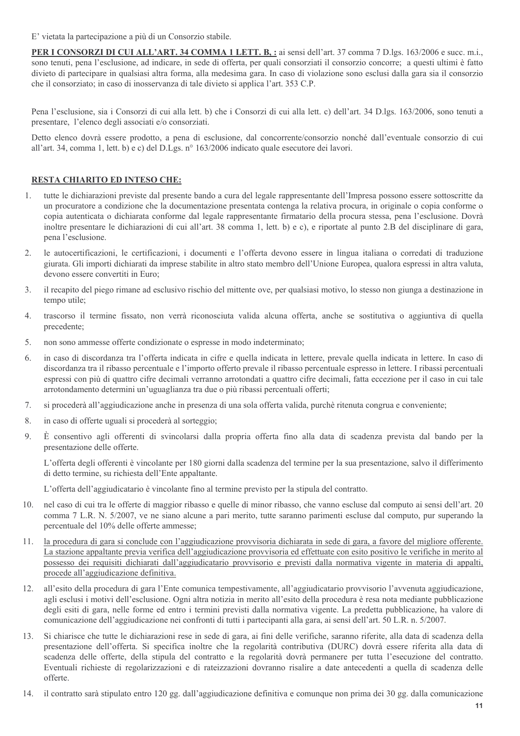E' vietata la partecipazione a più di un Consorzio stabile.

**PER I CONSORZI DI CUI ALL'ART. 34 COMMA 1 LETT. B, :** ai sensi dell'art. 37 comma 7 D.lgs. 163/2006 e succ. m.i., sono tenuti, pena l'esclusione, ad indicare, in sede di offerta, per quali consorziati il consorzio concorre; a questi ultimi è fatto divieto di partecipare in qualsiasi altra forma, alla medesima gara. In caso di violazione sono esclusi dalla gara sia il consorzio che il consorziato; in caso di inosservanza di tale divieto si applica l'art. 353 C.P.

Pena l'esclusione, sia i Consorzi di cui alla lett. b) che i Consorzi di cui alla lett. c) dell'art. 34 D.lgs. 163/2006, sono tenuti a presentare, l'elenco degli associati e/o consorziati.

Detto elenco dovrà essere prodotto, a pena di esclusione, dal concorrente/consorzio nonché dall'eventuale consorzio di cui all'art. 34, comma 1, lett. b) e c) del D.Lgs. n° 163/2006 indicato quale esecutore dei lavori.

**RESTA CHIARITO ED INTESO CHE:**

1. tutte le dichiarazioni previste dal presente bando a cura del legale rappresentante dell'Impresa possono essere sottoscritte da un procuratore a condizione che la documentazione presentata contenga la relativa procura, in originale o copia conforme o copia autenticata o dichiarata conforme dal legale rappresentante firmatario della procura stessa, pena l'esclusione. Dovrà inoltre presentare le dichiarazioni di cui all'art. 38 comma 1, lett. b) e c), e riportate al punto 2.B del disciplinare di gara, pena l'esclusione.
2. le autocertificazioni, le certificazioni, i documenti e l'offerta devono essere in lingua italiana o corredati di traduzione giurata. Gli importi dichiarati da imprese stabilite in altro stato membro dell'Unione Europea, qualora espressi in altra valuta, devono essere convertiti in Euro;
3. il recapito del piego rimane ad esclusivo rischio del mittente ove, per qualsiasi motivo, lo stesso non giunga a destinazione in tempo utile;
4. trascorso il termine fissato, non verrà riconosciuta valida alcuna offerta, anche se sostitutiva o aggiuntiva di quella precedente;
5. non sono ammesse offerte condizionate o espresse in modo indeterminato;
6. in caso di discordanza tra l'offerta indicata in cifre e quella indicata in lettere, prevale quella indicata in lettere. In caso di discordanza tra il ribasso percentuale e l'importo offerto prevale il ribasso percentuale espresso in lettere. I ribassi percentuali espressi con più di quattro cifre decimali verranno arrotondati a quattro cifre decimali, fatta eccezione per il caso in cui tale arrotondamento determini un'uguaglianza tra due o più ribassi percentuali offerti;
7. si procederà all'aggiudicazione anche in presenza di una sola offerta valida, purchè ritenuta congrua e conveniente;
8. in caso di offerte uguali si procederà al sorteggio;
9. È consentivo agli offerenti di svincolarsi dalla propria offerta fino alla data di scadenza prevista dal bando per la presentazione delle offerte.

   L'offerta degli offerenti è vincolante per 180 giorni dalla scadenza del termine per la sua presentazione, salvo il differimento di detto termine, su richiesta dell'Ente appaltante.

   L'offerta dell'aggiudicatario è vincolante fino al termine previsto per la stipula del contratto.
10. nel caso di cui tra le offerte di maggior ribasso e quelle di minor ribasso, che vanno escluse dal computo ai sensi dell'art. 20 comma 7 L.R. N. 5/2007, ve ne siano alcune a pari merito, tutte saranno parimenti escluse dal computo, pur superando la percentuale del 10% delle offerte ammesse;
11. la procedura di gara si conclude con l'aggiudicazione provvisoria dichiarata in sede di gara, a favore del migliore offerente. La stazione appaltante previa verifica dell'aggiudicazione provvisoria ed effettuate con esito positivo le verifiche in merito al possesso dei requisiti dichiarati dall'aggiudicatario provvisorio e previsti dalla normativa vigente in materia di appalti, procede all'aggiudicazione definitiva.
12. all'esito della procedura di gara l'Ente comunica tempestivamente, all'aggiudicatario provvisorio l'avvenuta aggiudicazione, agli esclusi i motivi dell'esclusione. Ogni altra notizia in merito all'esito della procedura è resa nota mediante pubblicazione degli esiti di gara, nelle forme ed entro i termini previsti dalla normativa vigente. La predetta pubblicazione, ha valore di comunicazione dell'aggiudicazione nei confronti di tutti i partecipanti alla gara, ai sensi dell'art. 50 L.R. n. 5/2007.
13. Si chiarisce che tutte le dichiarazioni rese in sede di gara, ai fini delle verifiche, saranno riferite, alla data di scadenza della presentazione dell'offerta. Si specifica inoltre che la regolarità contributiva (DURC) dovrà essere riferita alla data di scadenza delle offerte, della stipula del contratto e la regolarità dovrà permanere per tutta l'esecuzione del contratto. Eventuali richieste di regolarizzazioni e di rateizzazioni dovranno risalire a date antecedenti a quella di scadenza delle offerte.
14. il contratto sarà stipulato entro 120 gg. dall'aggiudicazione definitiva e comunque non prima dei 30 gg. dalla comunicazione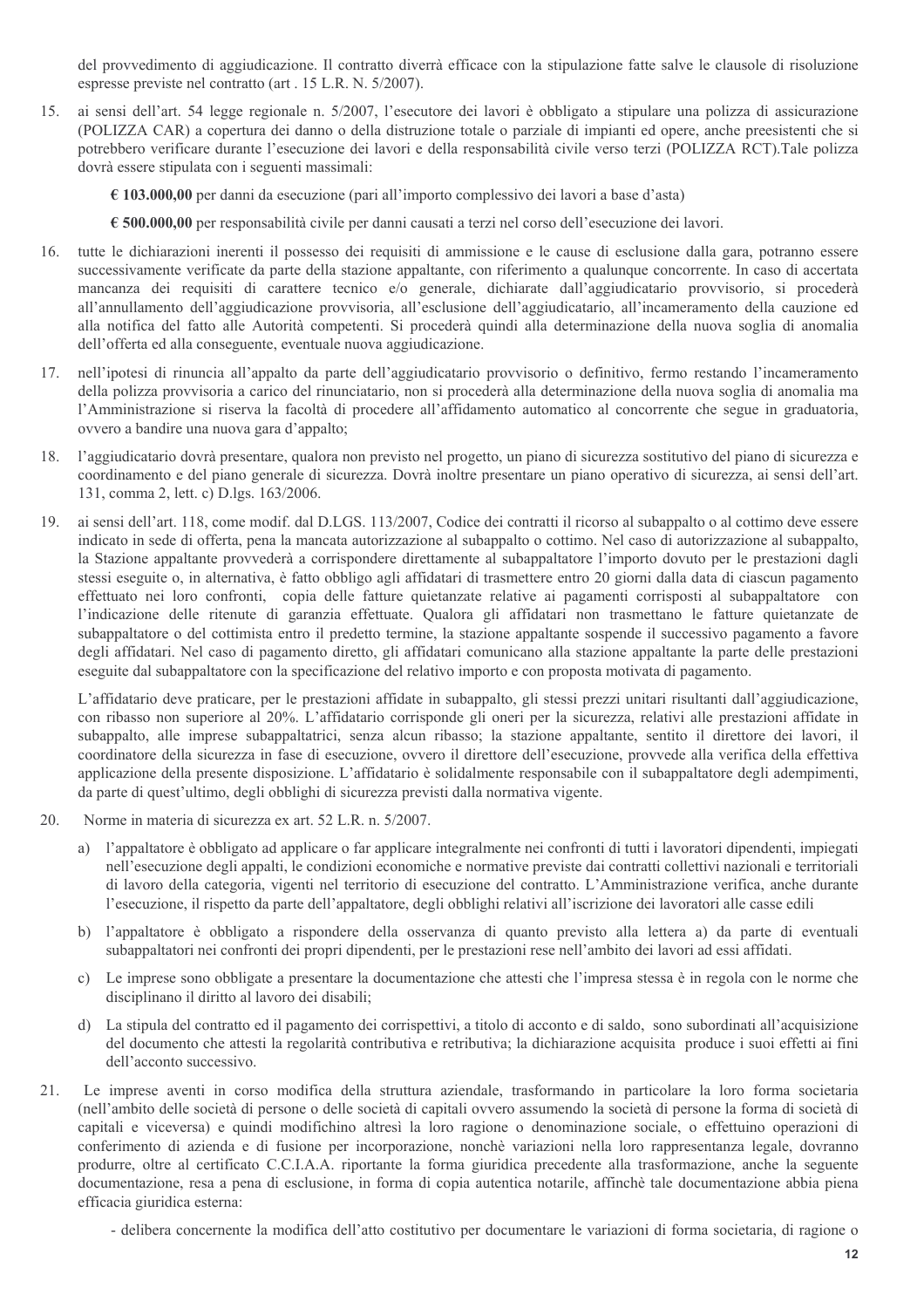del provvedimento di aggiudicazione. Il contratto diverrà efficace con la stipulazione fatte salve le clausole di risoluzione espresse previste nel contratto (art . 15 L.R. N. 5/2007).

15. ai sensi dell'art. 54 legge regionale n. 5/2007, l'esecutore dei lavori è obbligato a stipulare una polizza di assicurazione (POLIZZA CAR) a copertura dei danno o della distruzione totale o parziale di impianti ed opere, anche preesistenti che si potrebbero verificare durante l'esecuzione dei lavori e della responsabilità civile verso terzi (POLIZZA RCT).Tale polizza dovrà essere stipulata con i seguenti massimali:

    **€ 103.000,00** per danni da esecuzione (pari all'importo complessivo dei lavori a base d'asta)

    **€ 500.000,00** per responsabilità civile per danni causati a terzi nel corso dell'esecuzione dei lavori.

16. tutte le dichiarazioni inerenti il possesso dei requisiti di ammissione e le cause di esclusione dalla gara, potranno essere successivamente verificate da parte della stazione appaltante, con riferimento a qualunque concorrente. In caso di accertata mancanza dei requisiti di carattere tecnico e/o generale, dichiarate dall'aggiudicatario provvisorio, si procederà all'annullamento dell'aggiudicazione provvisoria, all'esclusione dell'aggiudicatario, all'incameramento della cauzione ed alla notifica del fatto alle Autorità competenti. Si procederà quindi alla determinazione della nuova soglia di anomalia dell'offerta ed alla conseguente, eventuale nuova aggiudicazione.

17. nell'ipotesi di rinuncia all'appalto da parte dell'aggiudicatario provvisorio o definitivo, fermo restando l'incameramento della polizza provvisoria a carico del rinunciatario, non si procederà alla determinazione della nuova soglia di anomalia ma l'Amministrazione si riserva la facoltà di procedere all'affidamento automatico al concorrente che segue in graduatoria, ovvero a bandire una nuova gara d'appalto;

18. l'aggiudicatario dovrà presentare, qualora non previsto nel progetto, un piano di sicurezza sostitutivo del piano di sicurezza e coordinamento e del piano generale di sicurezza. Dovrà inoltre presentare un piano operativo di sicurezza, ai sensi dell'art. 131, comma 2, lett. c) D.lgs. 163/2006.

19. ai sensi dell'art. 118, come modif. dal D.LGS. 113/2007, Codice dei contratti il ricorso al subappalto o al cottimo deve essere indicato in sede di offerta, pena la mancata autorizzazione al subappalto o cottimo. Nel caso di autorizzazione al subappalto, la Stazione appaltante provvederà a corrispondere direttamente al subappaltatore l'importo dovuto per le prestazioni dagli stessi eseguite o, in alternativa, è fatto obbligo agli affidatari di trasmettere entro 20 giorni dalla data di ciascun pagamento effettuato nei loro confronti, copia delle fatture quietanzate relative ai pagamenti corrisposti al subappaltatore con l'indicazione delle ritenute di garanzia effettuate. Qualora gli affidatari non trasmettano le fatture quietanzate de subappaltatore o del cottimista entro il predetto termine, la stazione appaltante sospende il successivo pagamento a favore degli affidatari. Nel caso di pagamento diretto, gli affidatari comunicano alla stazione appaltante la parte delle prestazioni eseguite dal subappaltatore con la specificazione del relativo importo e con proposta motivata di pagamento.

    L'affidatario deve praticare, per le prestazioni affidate in subappalto, gli stessi prezzi unitari risultanti dall'aggiudicazione, con ribasso non superiore al 20%. L'affidatario corrisponde gli oneri per la sicurezza, relativi alle prestazioni affidate in subappalto, alle imprese subappaltatrici, senza alcun ribasso; la stazione appaltante, sentito il direttore dei lavori, il coordinatore della sicurezza in fase di esecuzione, ovvero il direttore dell'esecuzione, provvede alla verifica della effettiva applicazione della presente disposizione. L'affidatario è solidalmente responsabile con il subappaltatore degli adempimenti, da parte di quest'ultimo, degli obblighi di sicurezza previsti dalla normativa vigente.

20. Norme in materia di sicurezza ex art. 52 L.R. n. 5/2007.

    a) l'appaltatore è obbligato ad applicare o far applicare integralmente nei confronti di tutti i lavoratori dipendenti, impiegati nell'esecuzione degli appalti, le condizioni economiche e normative previste dai contratti collettivi nazionali e territoriali di lavoro della categoria, vigenti nel territorio di esecuzione del contratto. L'Amministrazione verifica, anche durante l'esecuzione, il rispetto da parte dell'appaltatore, degli obblighi relativi all'iscrizione dei lavoratori alle casse edili

    b) l'appaltatore è obbligato a rispondere della osservanza di quanto previsto alla lettera a) da parte di eventuali subappaltatori nei confronti dei propri dipendenti, per le prestazioni rese nell'ambito dei lavori ad essi affidati.

    c) Le imprese sono obbligate a presentare la documentazione che attesti che l'impresa stessa è in regola con le norme che disciplinano il diritto al lavoro dei disabili;

    d) La stipula del contratto ed il pagamento dei corrispettivi, a titolo di acconto e di saldo, sono subordinati all'acquisizione del documento che attesti la regolarità contributiva e retributiva; la dichiarazione acquisita produce i suoi effetti ai fini dell'acconto successivo.

21. Le imprese aventi in corso modifica della struttura aziendale, trasformando in particolare la loro forma societaria (nell'ambito delle società di persone o delle società di capitali ovvero assumendo la società di persone la forma di società di capitali e viceversa) e quindi modifichino altresì la loro ragione o denominazione sociale, o effettuino operazioni di conferimento di azienda e di fusione per incorporazione, nonchè variazioni nella loro rappresentanza legale, dovranno produrre, oltre al certificato C.C.I.A.A. riportante la forma giuridica precedente alla trasformazione, anche la seguente documentazione, resa a pena di esclusione, in forma di copia autentica notarile, affinchè tale documentazione abbia piena efficacia giuridica esterna:

    - delibera concernente la modifica dell'atto costitutivo per documentare le variazioni di forma societaria, di ragione o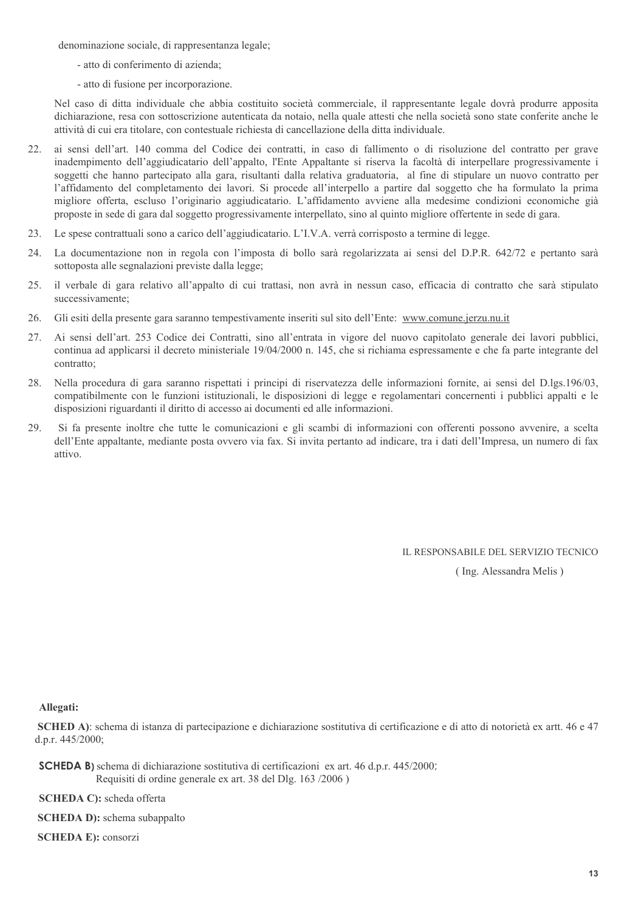denominazione sociale, di rappresentanza legale;

- atto di conferimento di azienda;
- atto di fusione per incorporazione.

Nel caso di ditta individuale che abbia costituito società commerciale, il rappresentante legale dovrà produrre apposita dichiarazione, resa con sottoscrizione autenticata da notaio, nella quale attesti che nella società sono state conferite anche le attività di cui era titolare, con contestuale richiesta di cancellazione della ditta individuale.

22. ai sensi dell'art. 140 comma del Codice dei contratti, in caso di fallimento o di risoluzione del contratto per grave inadempimento dell'aggiudicatario dell'appalto, l'Ente Appaltante si riserva la facoltà di interpellare progressivamente i soggetti che hanno partecipato alla gara, risultanti dalla relativa graduatoria, al fine di stipulare un nuovo contratto per l'affidamento del completamento dei lavori. Si procede all'interpello a partire dal soggetto che ha formulato la prima migliore offerta, escluso l'originario aggiudicatario. L'affidamento avviene alla medesime condizioni economiche già proposte in sede di gara dal soggetto progressivamente interpellato, sino al quinto migliore offertente in sede di gara.
23. Le spese contrattuali sono a carico dell'aggiudicatario. L'I.V.A. verrà corrisposto a termine di legge.
24. La documentazione non in regola con l'imposta di bollo sarà regolarizzata ai sensi del D.P.R. 642/72 e pertanto sarà sottoposta alle segnalazioni previste dalla legge;
25. il verbale di gara relativo all'appalto di cui trattasi, non avrà in nessun caso, efficacia di contratto che sarà stipulato successivamente;
26. Gli esiti della presente gara saranno tempestivamente inseriti sul sito dell'Ente: www.comune.jerzu.nu.it
27. Ai sensi dell'art. 253 Codice dei Contratti, sino all'entrata in vigore del nuovo capitolato generale dei lavori pubblici, continua ad applicarsi il decreto ministeriale 19/04/2000 n. 145, che si richiama espressamente e che fa parte integrante del contratto;
28. Nella procedura di gara saranno rispettati i principi di riservatezza delle informazioni fornite, ai sensi del D.lgs.196/03, compatibilmente con le funzioni istituzionali, le disposizioni di legge e regolamentari concernenti i pubblici appalti e le disposizioni riguardanti il diritto di accesso ai documenti ed alle informazioni.
29. Si fa presente inoltre che tutte le comunicazioni e gli scambi di informazioni con offerenti possono avvenire, a scelta dell'Ente appaltante, mediante posta ovvero via fax. Si invita pertanto ad indicare, tra i dati dell'Impresa, un numero di fax attivo.

IL RESPONSABILE DEL SERVIZIO TECNICO

( Ing. Alessandra Melis )

**Allegati:**

**SCHED A)**: schema di istanza di partecipazione e dichiarazione sostitutiva di certificazione e di atto di notorietà ex artt. 46 e 47 d.p.r. 445/2000;

**SCHEDA B)** schema di dichiarazione sostitutiva di certificazioni ex art. 46 d.p.r. 445/2000;
Requisiti di ordine generale ex art. 38 del Dlg. 163 /2006 )

**SCHEDA C):** scheda offerta

**SCHEDA D):** schema subappalto

**SCHEDA E):** consorzi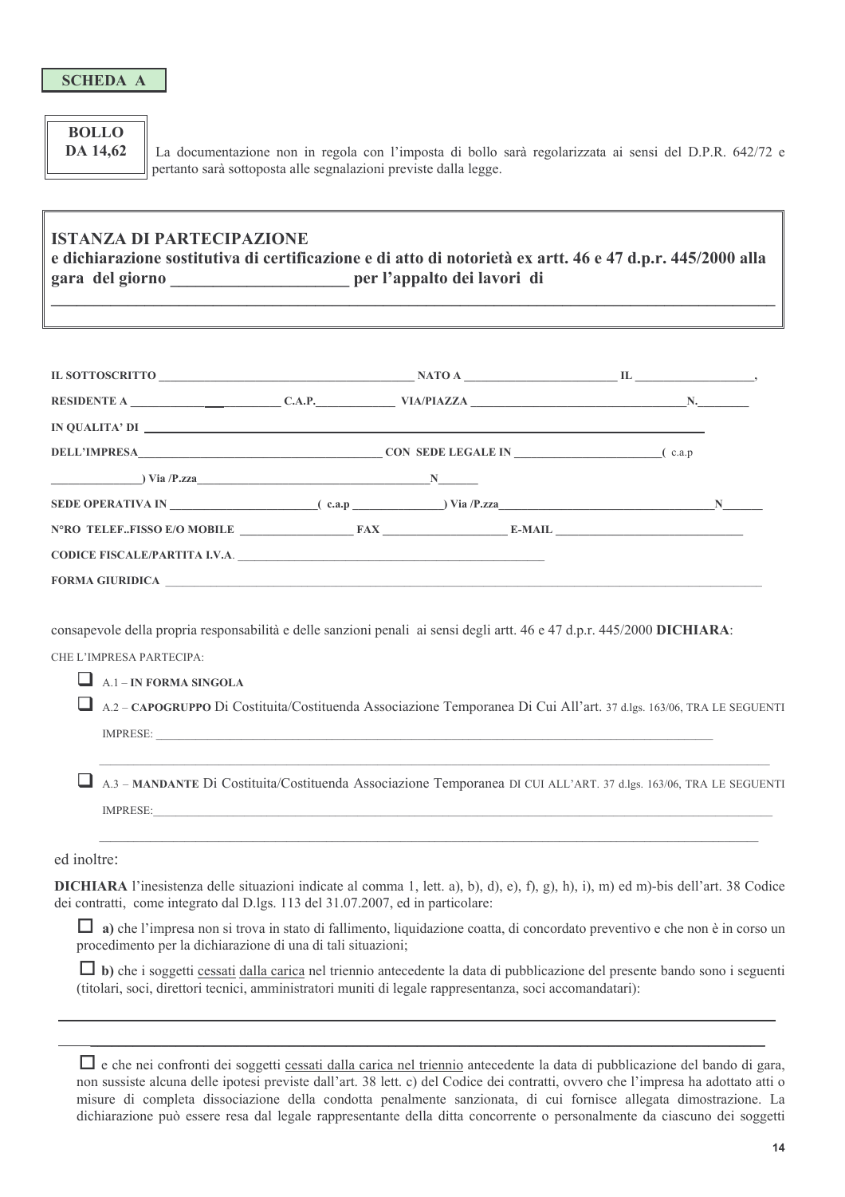**SCHEDA A**

**BOLLO DA 14,62**

La documentazione non in regola con l'imposta di bollo sarà regolarizzata ai sensi del D.P.R. 642/72 e pertanto sarà sottoposta alle segnalazioni previste dalla legge.

## ISTANZA DI PARTECIPAZIONE

**e dichiarazione sostitutiva di certificazione e di atto di notorietà ex artt. 46 e 47 d.p.r. 445/2000 alla gara del giorno ______________________ per l'appalto dei lavori di**

**________________________________________________________________________________________**

**IL SOTTOSCRITTO _____________________________________________ NATO A __________________________ IL ____________________,**

**RESIDENTE A _________________________ C.A.P.______________ VIA/PIAZZA ____________________________________N.________**

**IN QUALITA' DI ________________________________________________________________________________________**

**DELL'IMPRESA__________________________________________ CON SEDE LEGALE IN ________________________(** c.a.p

**_______________) Via /P.zza_________________________________________N_______**

**SEDE OPERATIVA IN ________________________( c.a.p _______________) Via /P.zza____________________________________N_______**

**N°RO TELEF..FISSO E/O MOBILE ___________________ FAX _____________________ E-MAIL ________________________________**

**CODICE FISCALE/PARTITA I.V.A**. ______________________________________________________

**FORMA GIURIDICA** ________________________________________________________________________________________

consapevole della propria responsabilità e delle sanzioni penali ai sensi degli artt. 46 e 47 d.p.r. 445/2000 **DICHIARA**:

CHE L'IMPRESA PARTECIPA:

- ☐ A.1 – **IN FORMA SINGOLA**
- ☐ A.2 – **CAPOGRUPPO** Di Costituita/Costituenda Associazione Temporanea Di Cui All'art. 37 d.lgs. 163/06, TRA LE SEGUENTI IMPRESE: ____________________________________________________________________________________________
  ____________________________________________________________________________________________
- ☐ A.3 – **MANDANTE** Di Costituita/Costituenda Associazione Temporanea DI CUI ALL'ART. 37 d.lgs. 163/06, TRA LE SEGUENTI IMPRESE:____________________________________________________________________________________________
  ____________________________________________________________________________________________

ed inoltre:

**DICHIARA** l'inesistenza delle situazioni indicate al comma 1, lett. a), b), d), e), f), g), h), i), m) ed m)-bis dell'art. 38 Codice dei contratti, come integrato dal D.lgs. 113 del 31.07.2007, ed in particolare:

☐ **a)** che l'impresa non si trova in stato di fallimento, liquidazione coatta, di concordato preventivo e che non è in corso un procedimento per la dichiarazione di una di tali situazioni;

☐ **b)** che i soggetti cessati dalla carica nel triennio antecedente la data di pubblicazione del presente bando sono i seguenti (titolari, soci, direttori tecnici, amministratori muniti di legale rappresentanza, soci accomandatari):

____________________________________________________________________________________________

____________________________________________________________________________________________

☐ e che nei confronti dei soggetti cessati dalla carica nel triennio antecedente la data di pubblicazione del bando di gara, non sussiste alcuna delle ipotesi previste dall'art. 38 lett. c) del Codice dei contratti, ovvero che l'impresa ha adottato atti o misure di completa dissociazione della condotta penalmente sanzionata, di cui fornisce allegata dimostrazione. La dichiarazione può essere resa dal legale rappresentante della ditta concorrente o personalmente da ciascuno dei soggetti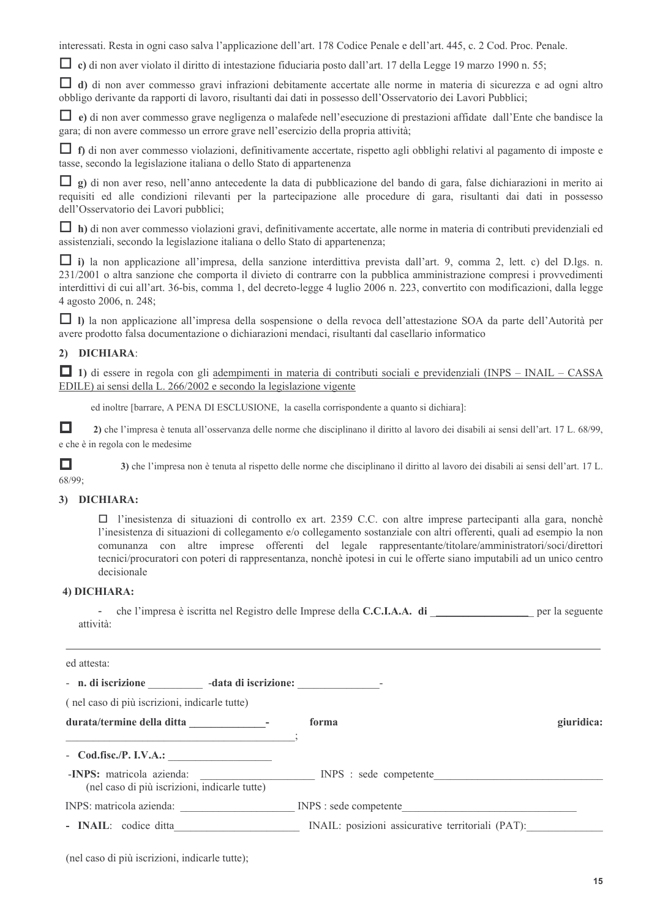interessati. Resta in ogni caso salva l'applicazione dell'art. 178 Codice Penale e dell'art. 445, c. 2 Cod. Proc. Penale.

☐ **c)** di non aver violato il diritto di intestazione fiduciaria posto dall'art. 17 della Legge 19 marzo 1990 n. 55;

☐ **d)** di non aver commesso gravi infrazioni debitamente accertate alle norme in materia di sicurezza e ad ogni altro obbligo derivante da rapporti di lavoro, risultanti dai dati in possesso dell'Osservatorio dei Lavori Pubblici;

☐ **e)** di non aver commesso grave negligenza o malafede nell'esecuzione di prestazioni affidate dall'Ente che bandisce la gara; di non avere commesso un errore grave nell'esercizio della propria attività;

☐ **f)** di non aver commesso violazioni, definitivamente accertate, rispetto agli obblighi relativi al pagamento di imposte e tasse, secondo la legislazione italiana o dello Stato di appartenenza

☐ **g)** di non aver reso, nell'anno antecedente la data di pubblicazione del bando di gara, false dichiarazioni in merito ai requisiti ed alle condizioni rilevanti per la partecipazione alle procedure di gara, risultanti dai dati in possesso dell'Osservatorio dei Lavori pubblici;

☐ **h)** di non aver commesso violazioni gravi, definitivamente accertate, alle norme in materia di contributi previdenziali ed assistenziali, secondo la legislazione italiana o dello Stato di appartenenza;

☐ **i)** la non applicazione all'impresa, della sanzione interdittiva prevista dall'art. 9, comma 2, lett. c) del D.lgs. n. 231/2001 o altra sanzione che comporta il divieto di contrarre con la pubblica amministrazione compresi i provvedimenti interdittivi di cui all'art. 36-bis, comma 1, del decreto-legge 4 luglio 2006 n. 223, convertito con modificazioni, dalla legge 4 agosto 2006, n. 248;

☐ **l)** la non applicazione all'impresa della sospensione o della revoca dell'attestazione SOA da parte dell'Autorità per avere prodotto falsa documentazione o dichiarazioni mendaci, risultanti dal casellario informatico

**2) DICHIARA**:

☐ **1)** di essere in regola con gli adempimenti in materia di contributi sociali e previdenziali (INPS – INAIL – CASSA EDILE) ai sensi della L. 266/2002 e secondo la legislazione vigente

ed inoltre [barrare, A PENA DI ESCLUSIONE, la casella corrispondente a quanto si dichiara]:

☐ **2)** che l'impresa è tenuta all'osservanza delle norme che disciplinano il diritto al lavoro dei disabili ai sensi dell'art. 17 L. 68/99, e che è in regola con le medesime

☐ **3)** che l'impresa non è tenuta al rispetto delle norme che disciplinano il diritto al lavoro dei disabili ai sensi dell'art. 17 L. 68/99;

**3) DICHIARA:**

☐ l'inesistenza di situazioni di controllo ex art. 2359 C.C. con altre imprese partecipanti alla gara, nonchè l'inesistenza di situazioni di collegamento e/o collegamento sostanziale con altri offerenti, quali ad esempio la non comunanza con altre imprese offerenti del legale rappresentante/titolare/amministratori/soci/direttori tecnici/procuratori con poteri di rappresentanza, nonchè ipotesi in cui le offerte siano imputabili ad un unico centro decisionale

**4) DICHIARA:**

- che l'impresa è iscritta nel Registro delle Imprese della **C.C.I.A.A. di** ________________ per la seguente attività:

_______________________________________________________________________________

ed attesta:

- **n. di iscrizione** __________ -**data di iscrizione:** ______________-

( nel caso di più iscrizioni, indicare tutte)

**durata/termine della ditta** ______________- **forma giuridica:** ________________________________________;

- **Cod.fisc./P. I.V.A.:** __________________

-**INPS:** matricola azienda: ____________________ INPS : sede competente______________________________
(nel caso di più iscrizioni, indicare tutte)

INPS: matricola azienda: ____________________ INPS : sede competente______________________________

- **INAIL**: codice ditta______________________ INAIL: posizioni assicurative territoriali (PAT):_____________

(nel caso di più iscrizioni, indicarle tutte);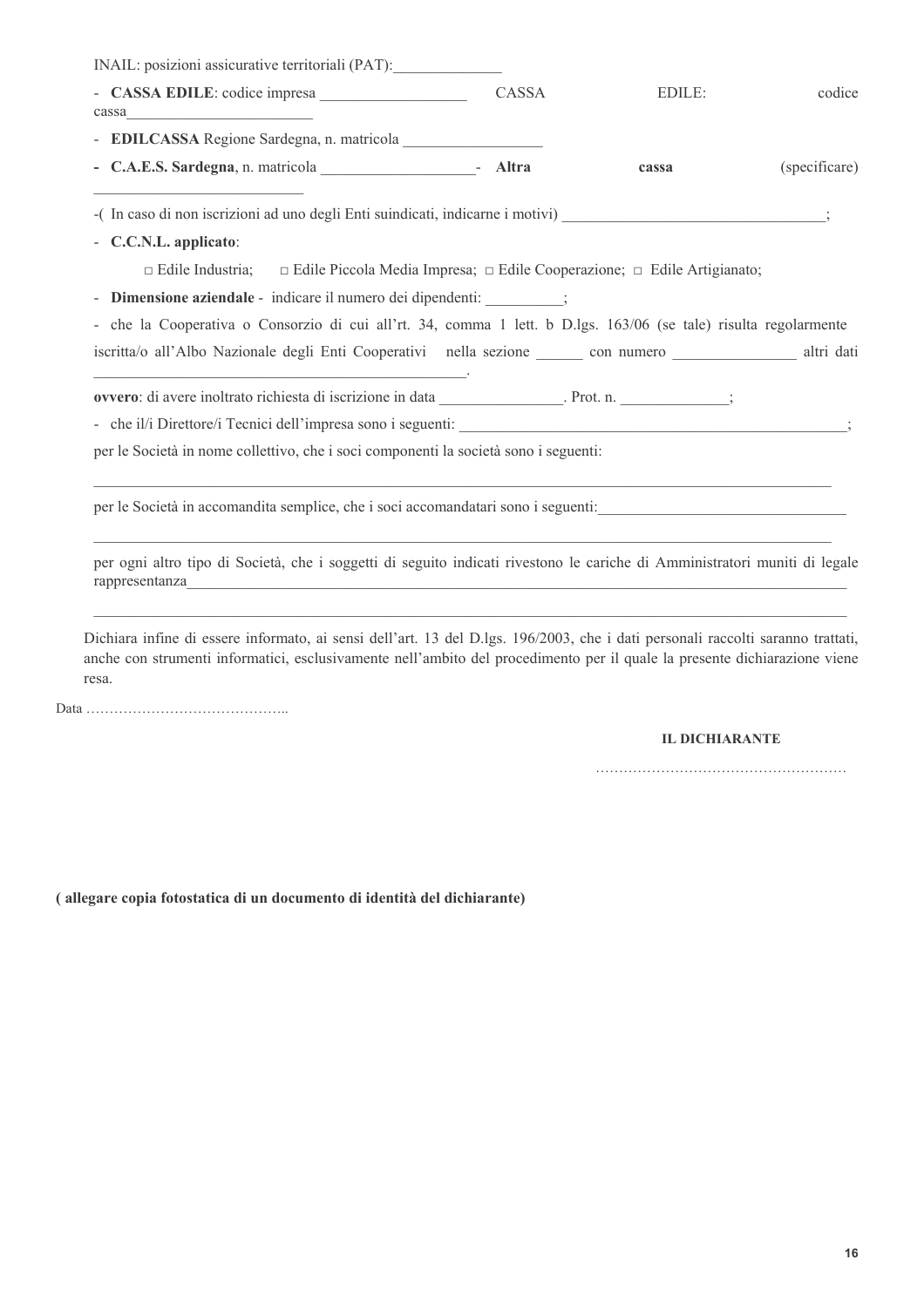INAIL: posizioni assicurative territoriali (PAT):______________

- **CASSA EDILE**: codice impresa ___________________ CASSA EDILE: codice cassa________________________
- **EDILCASSA** Regione Sardegna, n. matricola __________________
- **C.A.E.S. Sardegna**, n. matricola ____________________- **Altra cassa** (specificare) ____________________________

-( In caso di non iscrizioni ad uno degli Enti suindicati, indicarne i motivi) __________________________________;

- **C.C.N.L. applicato**:

  □ Edile Industria; □ Edile Piccola Media Impresa; □ Edile Cooperazione; □ Edile Artigianato;

- **Dimensione aziendale** - indicare il numero dei dipendenti: __________;
- che la Cooperativa o Consorzio di cui all'rt. 34, comma 1 lett. b D.lgs. 163/06 (se tale) risulta regolarmente iscritta/o all'Albo Nazionale degli Enti Cooperativi nella sezione ______ con numero ________________ altri dati ___________________________________________________.

**ovvero**: di avere inoltrato richiesta di iscrizione in data ________________. Prot. n. ______________;

- che il/i Direttore/i Tecnici dell'impresa sono i seguenti: ____________________________________________________;

per le Società in nome collettivo, che i soci componenti la società sono i seguenti:

______________________________________________________________________________________________

per le Società in accomandita semplice, che i soci accomandatari sono i seguenti:________________________________

______________________________________________________________________________________________

per ogni altro tipo di Società, che i soggetti di seguito indicati rivestono le cariche di Amministratori muniti di legale rappresentanza_______________________________________________________________________________________

______________________________________________________________________________________________

Dichiara infine di essere informato, ai sensi dell'art. 13 del D.lgs. 196/2003, che i dati personali raccolti saranno trattati, anche con strumenti informatici, esclusivamente nell'ambito del procedimento per il quale la presente dichiarazione viene resa.

Data ……………………………………..

**IL DICHIARANTE**

………………………………………………

**( allegare copia fotostatica di un documento di identità del dichiarante)**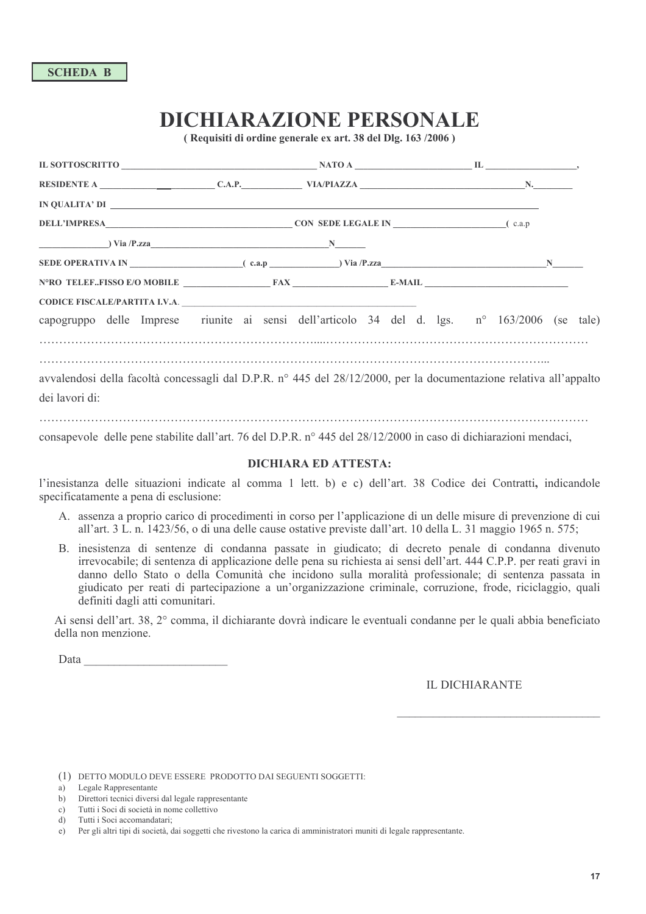**SCHEDA B**

# DICHIARAZIONE PERSONALE

**( Requisiti di ordine generale ex art. 38 del Dlg. 163 /2006 )**

**IL SOTTOSCRITTO** ____________________________________________ **NATO A** __________________________ **IL** ____________________,

**RESIDENTE A** ________________________ **C.A.P.**_____________ **VIA/PIAZZA** ______________________________________**N.**_________

**IN QUALITA' DI** ______________________________________________________________________________________________

**DELL'IMPRESA**_________________________________________ **CON SEDE LEGALE IN** _______________________( c.a.p

_______________) **Via /P.zza**_________________________________________**N**_______

**SEDE OPERATIVA IN** ________________________( **c.a.p** _______________) **Via /P.zza**____________________________________**N**_______

**N°RO TELEF..FISSO E/O MOBILE** ___________________ **FAX** _____________________ **E-MAIL** _______________________________

**CODICE FISCALE/PARTITA I.V.A**. ___________________________________________________

capogruppo delle Imprese riunite ai sensi dell'articolo 34 del d. lgs. n° 163/2006 (se tale) ……………………………………………………………......…………………………………………………………

……………………………………………………………………………………………………………...

avvalendosi della facoltà concessagli dal D.P.R. n° 445 del 28/12/2000, per la documentazione relativa all'appalto dei lavori di:

……………………………………………………………………………………………………………………

consapevole delle pene stabilite dall'art. 76 del D.P.R. n° 445 del 28/12/2000 in caso di dichiarazioni mendaci,

**DICHIARA ED ATTESTA:**

l'inesistenza delle situazioni indicate al comma 1 lett. b) e c) dell'art. 38 Codice dei Contratti**,** indicandole specificatamente a pena di esclusione:

A. assenza a proprio carico di procedimenti in corso per l'applicazione di un delle misure di prevenzione di cui all'art. 3 L. n. 1423/56, o di una delle cause ostative previste dall'art. 10 della L. 31 maggio 1965 n. 575;
B. inesistenza di sentenze di condanna passate in giudicato; di decreto penale di condanna divenuto irrevocabile; di sentenza di applicazione delle pena su richiesta ai sensi dell'art. 444 C.P.P. per reati gravi in danno dello Stato o della Comunità che incidono sulla moralità professionale; di sentenza passata in giudicato per reati di partecipazione a un'organizzazione criminale, corruzione, frode, riciclaggio, quali definiti dagli atti comunitari.

Ai sensi dell'art. 38, 2° comma, il dichiarante dovrà indicare le eventuali condanne per le quali abbia beneficiato della non menzione.

Data ________________________

IL DICHIARANTE

__________________________________

(1) DETTO MODULO DEVE ESSERE PRODOTTO DAI SEGUENTI SOGGETTI:

a) Legale Rappresentante
b) Direttori tecnici diversi dal legale rappresentante
c) Tutti i Soci di società in nome collettivo
d) Tutti i Soci accomandatari;
e) Per gli altri tipi di società, dai soggetti che rivestono la carica di amministratori muniti di legale rappresentante.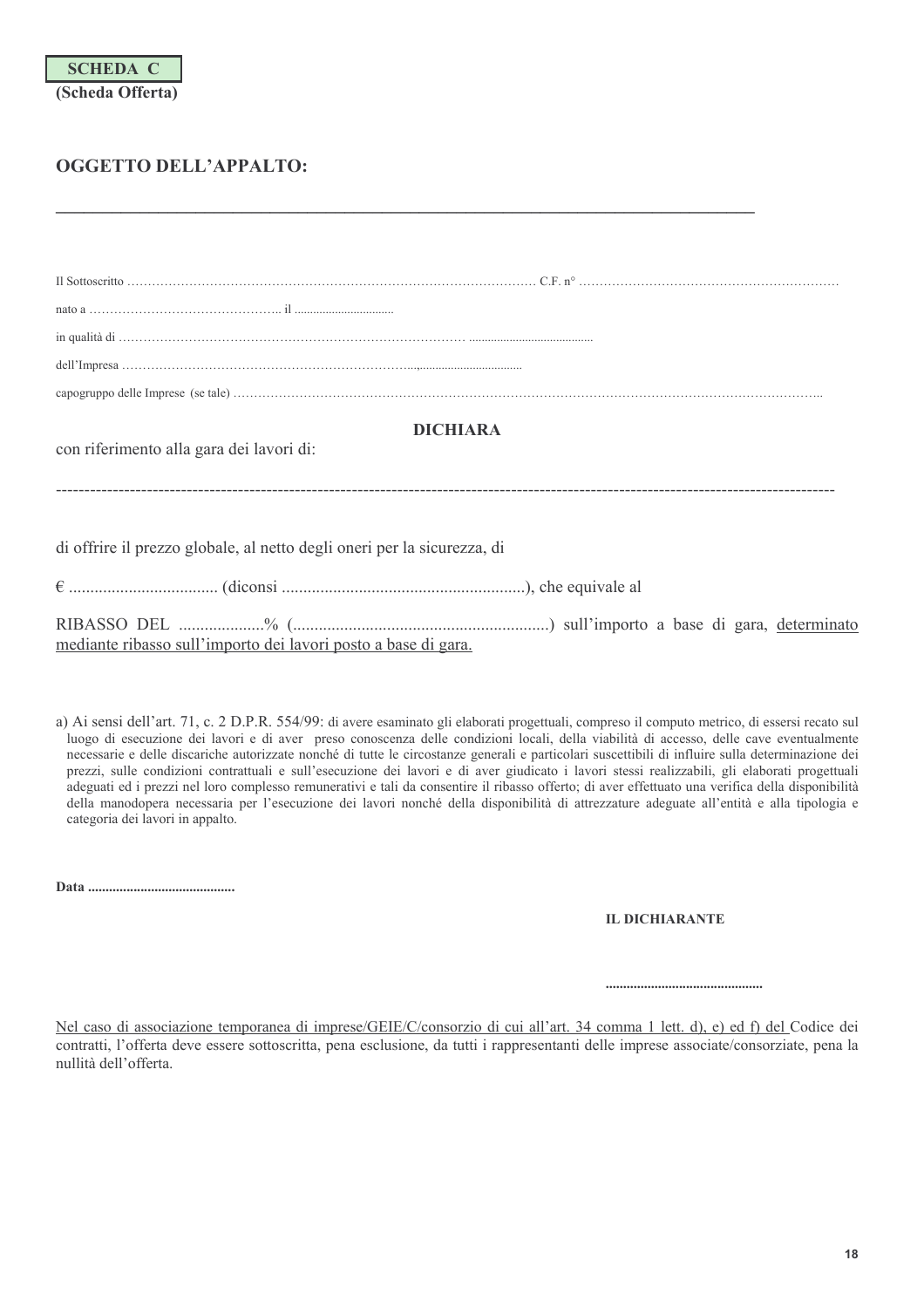**SCHEDA C**
**(Scheda Offerta)**

## OGGETTO DELL'APPALTO:

\_\_\_\_\_\_\_\_\_\_\_\_\_\_\_\_\_\_\_\_\_\_\_\_\_\_\_\_\_\_\_\_\_\_\_\_\_\_\_\_\_\_\_\_\_\_\_\_\_\_\_\_\_\_\_\_\_\_\_\_\_\_\_\_\_\_\_\_\_\_

Il Sottoscritto ………………………………………………………………………………………… C.F. n° ………………………………………………………

nato a ……………………………………….. il ................................

in qualità di …………………………………………………………………………… ........................................

dell'Impresa ………………………………………………………………...................................

capogruppo delle Imprese (se tale) ……………………………………………………………………………………………………………………………..

**DICHIARA**

con riferimento alla gara dei lavori di:

-----------------------------------------------------------------------------------------------------------------------------------

di offrire il prezzo globale, al netto degli oneri per la sicurezza, di

€ .................................. (diconsi ........................................................), che equivale al

RIBASSO DEL ...................% (............................................................) sull'importo a base di gara, <u>determinato mediante ribasso sull'importo dei lavori posto a base di gara.</u>

a) Ai sensi dell'art. 71, c. 2 D.P.R. 554/99: di avere esaminato gli elaborati progettuali, compreso il computo metrico, di essersi recato sul luogo di esecuzione dei lavori e di aver preso conoscenza delle condizioni locali, della viabilità di accesso, delle cave eventualmente necessarie e delle discariche autorizzate nonché di tutte le circostanze generali e particolari suscettibili di influire sulla determinazione dei prezzi, sulle condizioni contrattuali e sull'esecuzione dei lavori e di aver giudicato i lavori stessi realizzabili, gli elaborati progettuali adeguati ed i prezzi nel loro complesso remunerativi e tali da consentire il ribasso offerto; di aver effettuato una verifica della disponibilità della manodopera necessaria per l'esecuzione dei lavori nonché della disponibilità di attrezzature adeguate all'entità e alla tipologia e categoria dei lavori in appalto.

**Data ..........................................**

**IL DICHIARANTE**

**............................................**

<u>Nel caso di associazione temporanea di imprese/GEIE/C/consorzio di cui all'art. 34 comma 1 lett. d), e) ed f) del</u> Codice dei contratti, l'offerta deve essere sottoscritta, pena esclusione, da tutti i rappresentanti delle imprese associate/consorziate, pena la nullità dell'offerta.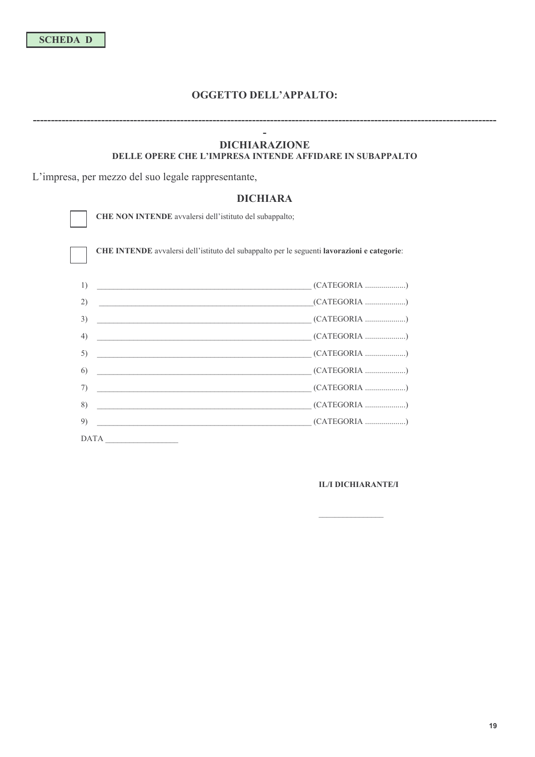**SCHEDA D**

## OGGETTO DELL'APPALTO:

-------------------------------------------------------------------------------------------------------------------------------

## DICHIARAZIONE

**DELLE OPERE CHE L'IMPRESA INTENDE AFFIDARE IN SUBAPPALTO**

L'impresa, per mezzo del suo legale rappresentante,

## DICHIARA

☐ **CHE NON INTENDE** avvalersi dell'istituto del subappalto;

☐ **CHE INTENDE** avvalersi dell'istituto del subappalto per le seguenti **lavorazioni e categorie**:

1) _______________________________________________________ (CATEGORIA ....................)
2) _______________________________________________________ (CATEGORIA ....................)
3) _______________________________________________________ (CATEGORIA ....................)
4) _______________________________________________________ (CATEGORIA ....................)
5) _______________________________________________________ (CATEGORIA ....................)
6) _______________________________________________________ (CATEGORIA ....................)
7) _______________________________________________________ (CATEGORIA ....................)
8) _______________________________________________________ (CATEGORIA ....................)
9) _______________________________________________________ (CATEGORIA ....................)

DATA __________________

**IL/I DICHIARANTE/I**

________________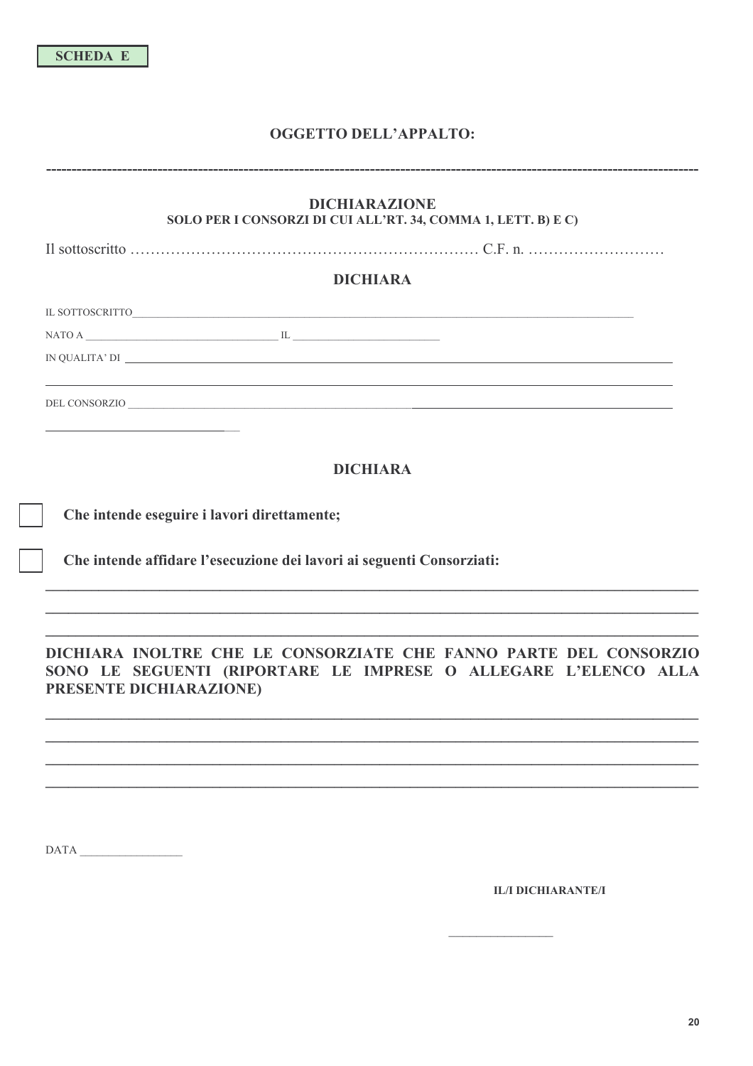**SCHEDA E**

## OGGETTO DELL'APPALTO:

---

## DICHIARAZIONE

**SOLO PER I CONSORZI DI CUI ALL'RT. 34, COMMA 1, LETT. B) E C)**

Il sottoscritto ……………………………………………………………… C.F. n. ………………………

## DICHIARA

IL SOTTOSCRITTO\_\_\_\_\_\_\_\_\_\_\_\_\_\_\_\_\_\_\_\_\_\_\_\_\_\_\_\_\_\_\_\_\_\_\_\_\_\_\_\_\_\_\_\_\_\_\_\_\_\_\_\_\_\_\_\_\_\_\_\_\_\_\_\_\_\_\_\_\_\_\_\_

NATO A \_\_\_\_\_\_\_\_\_\_\_\_\_\_\_\_\_\_\_\_\_\_\_\_\_\_\_\_\_\_\_\_ IL \_\_\_\_\_\_\_\_\_\_\_\_\_\_\_\_\_\_\_\_\_\_\_\_\_\_

IN QUALITA' DI \_\_\_\_\_\_\_\_\_\_\_\_\_\_\_\_\_\_\_\_\_\_\_\_\_\_\_\_\_\_\_\_\_\_\_\_\_\_\_\_\_\_\_\_\_\_\_\_\_\_\_\_\_\_\_\_\_\_\_\_\_\_\_\_\_\_\_\_\_\_\_\_

\_\_\_\_\_\_\_\_\_\_\_\_\_\_\_\_\_\_\_\_\_\_\_\_\_\_\_\_\_\_\_\_\_\_\_\_\_\_\_\_\_\_\_\_\_\_\_\_\_\_\_\_\_\_\_\_\_\_\_\_\_\_\_\_\_\_\_\_\_\_\_\_\_\_\_\_\_\_\_\_\_\_

DEL CONSORZIO \_\_\_\_\_\_\_\_\_\_\_\_\_\_\_\_\_\_\_\_\_\_\_\_\_\_\_\_\_\_\_\_\_\_\_\_\_\_\_\_\_\_\_\_\_\_\_\_\_\_\_\_\_\_\_\_\_\_\_\_\_\_\_\_\_\_\_\_\_\_\_\_

\_\_\_\_\_\_\_\_\_\_\_\_\_\_\_\_\_\_\_\_\_\_\_\_\_\_\_\_

## DICHIARA

☐ **Che intende eseguire i lavori direttamente;**

☐ **Che intende affidare l'esecuzione dei lavori ai seguenti Consorziati:**

\_\_\_\_\_\_\_\_\_\_\_\_\_\_\_\_\_\_\_\_\_\_\_\_\_\_\_\_\_\_\_\_\_\_\_\_\_\_\_\_\_\_\_\_\_\_\_\_\_\_\_\_\_\_\_\_\_\_\_\_\_\_\_\_\_\_\_\_\_\_\_\_\_\_\_\_\_\_\_\_\_\_

\_\_\_\_\_\_\_\_\_\_\_\_\_\_\_\_\_\_\_\_\_\_\_\_\_\_\_\_\_\_\_\_\_\_\_\_\_\_\_\_\_\_\_\_\_\_\_\_\_\_\_\_\_\_\_\_\_\_\_\_\_\_\_\_\_\_\_\_\_\_\_\_\_\_\_\_\_\_\_\_\_\_

\_\_\_\_\_\_\_\_\_\_\_\_\_\_\_\_\_\_\_\_\_\_\_\_\_\_\_\_\_\_\_\_\_\_\_\_\_\_\_\_\_\_\_\_\_\_\_\_\_\_\_\_\_\_\_\_\_\_\_\_\_\_\_\_\_\_\_\_\_\_\_\_\_\_\_\_\_\_\_\_\_\_

**DICHIARA INOLTRE CHE LE CONSORZIATE CHE FANNO PARTE DEL CONSORZIO SONO LE SEGUENTI (RIPORTARE LE IMPRESE O ALLEGARE L'ELENCO ALLA PRESENTE DICHIARAZIONE)**

\_\_\_\_\_\_\_\_\_\_\_\_\_\_\_\_\_\_\_\_\_\_\_\_\_\_\_\_\_\_\_\_\_\_\_\_\_\_\_\_\_\_\_\_\_\_\_\_\_\_\_\_\_\_\_\_\_\_\_\_\_\_\_\_\_\_\_\_\_\_\_\_\_\_\_\_\_\_\_\_\_\_

\_\_\_\_\_\_\_\_\_\_\_\_\_\_\_\_\_\_\_\_\_\_\_\_\_\_\_\_\_\_\_\_\_\_\_\_\_\_\_\_\_\_\_\_\_\_\_\_\_\_\_\_\_\_\_\_\_\_\_\_\_\_\_\_\_\_\_\_\_\_\_\_\_\_\_\_\_\_\_\_\_\_

\_\_\_\_\_\_\_\_\_\_\_\_\_\_\_\_\_\_\_\_\_\_\_\_\_\_\_\_\_\_\_\_\_\_\_\_\_\_\_\_\_\_\_\_\_\_\_\_\_\_\_\_\_\_\_\_\_\_\_\_\_\_\_\_\_\_\_\_\_\_\_\_\_\_\_\_\_\_\_\_\_\_

\_\_\_\_\_\_\_\_\_\_\_\_\_\_\_\_\_\_\_\_\_\_\_\_\_\_\_\_\_\_\_\_\_\_\_\_\_\_\_\_\_\_\_\_\_\_\_\_\_\_\_\_\_\_\_\_\_\_\_\_\_\_\_\_\_\_\_\_\_\_\_\_\_\_\_\_\_\_\_\_\_\_

DATA \_\_\_\_\_\_\_\_\_\_\_\_\_\_\_\_

**IL/I DICHIARANTE/I**

\_\_\_\_\_\_\_\_\_\_\_\_\_\_\_\_